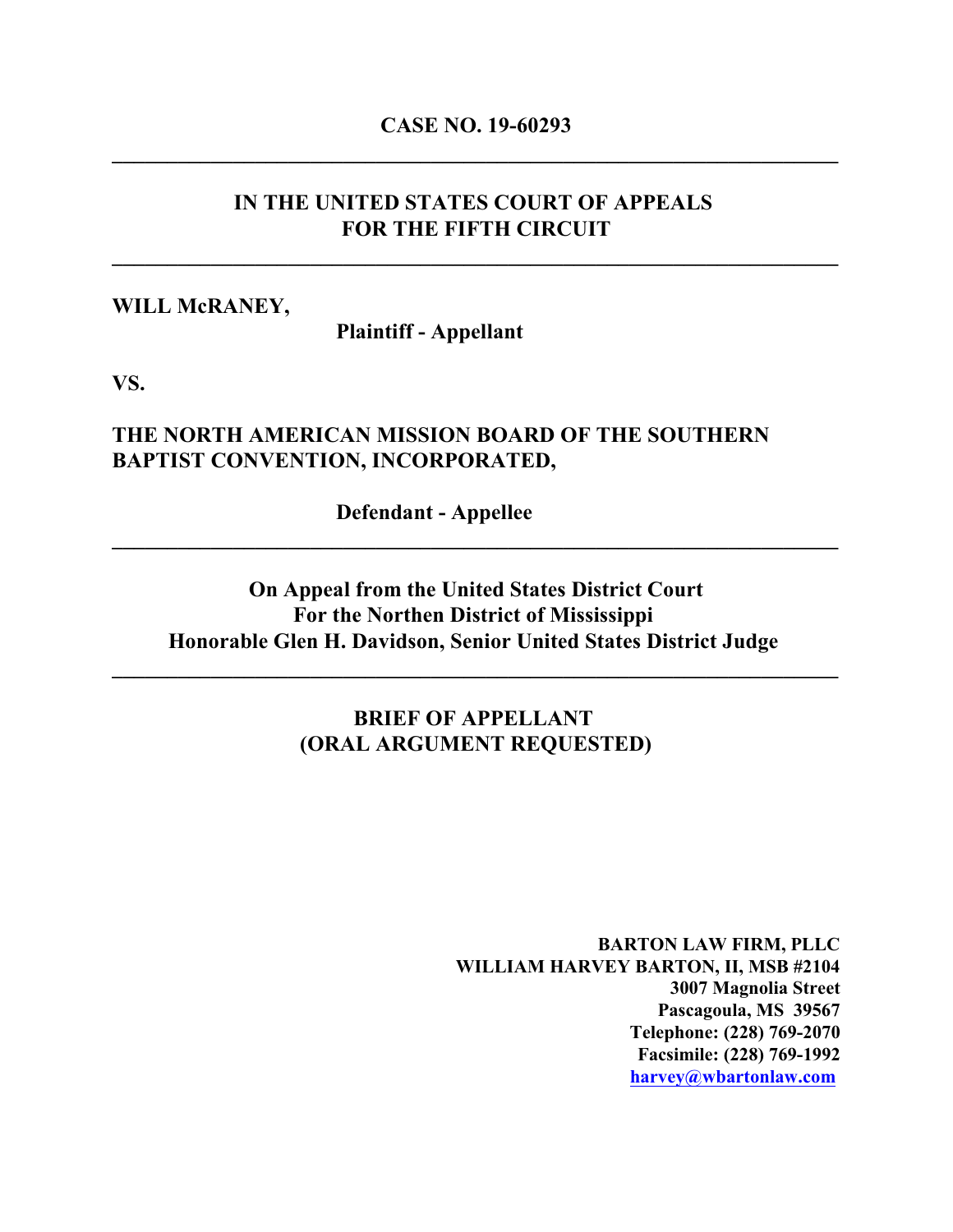**CASE NO. 19-60293**

---

**IN THE UNITED STATES COURT OF APPEALS**
**FOR THE FIFTH CIRCUIT**

---

**WILL McRANEY,**

**Plaintiff - Appellant**

**VS.**

**THE NORTH AMERICAN MISSION BOARD OF THE SOUTHERN BAPTIST CONVENTION, INCORPORATED,**

**Defendant - Appellee**

---

**On Appeal from the United States District Court**
**For the Northen District of Mississippi**
**Honorable Glen H. Davidson, Senior United States District Judge**

---

**BRIEF OF APPELLANT**
**(ORAL ARGUMENT REQUESTED)**

**BARTON LAW FIRM, PLLC**
**WILLIAM HARVEY BARTON, II, MSB #2104**
**3007 Magnolia Street**
**Pascagoula, MS 39567**
**Telephone: (228) 769-2070**
**Facsimile: (228) 769-1992**
**harvey@wbartonlaw.com**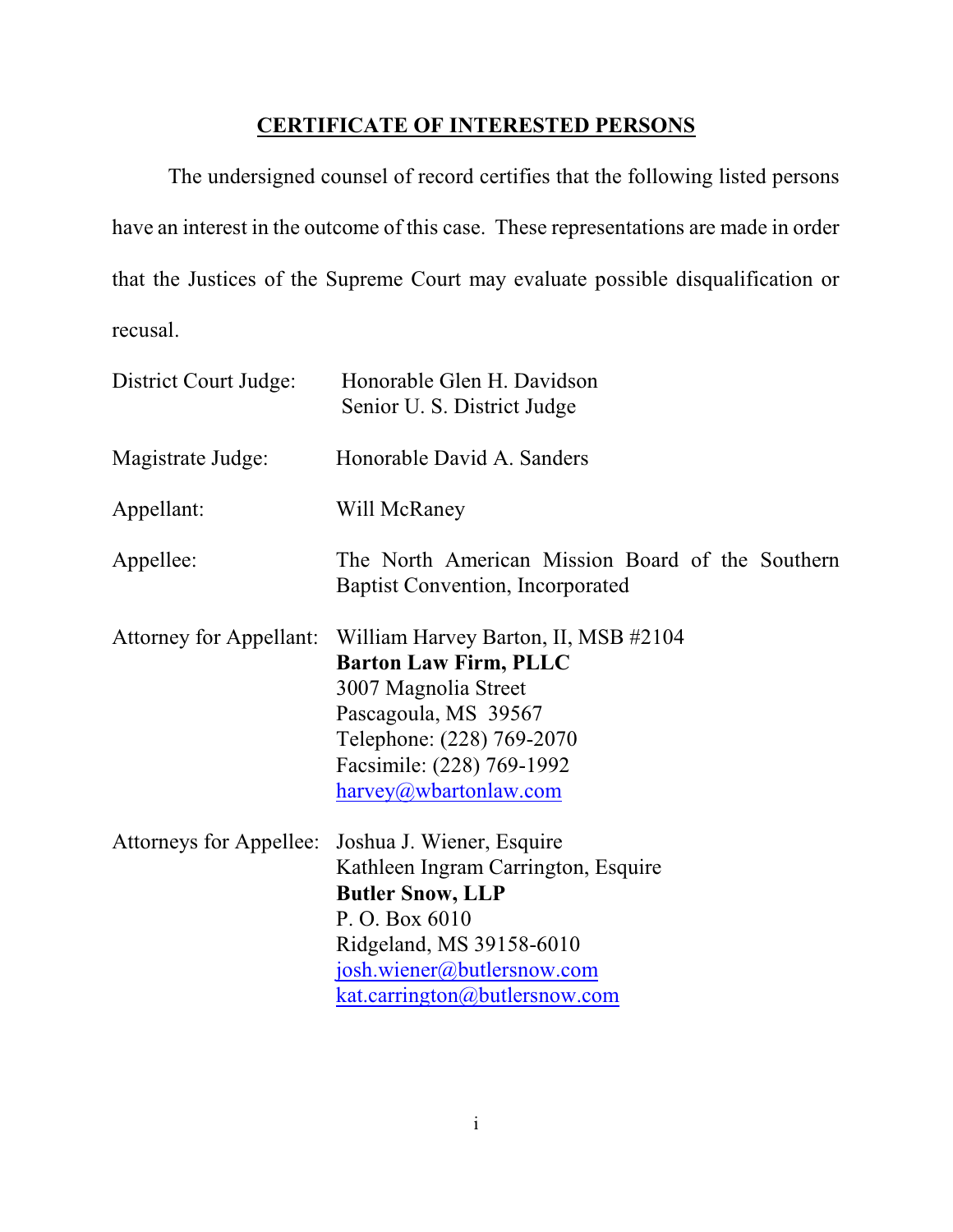## CERTIFICATE OF INTERESTED PERSONS

The undersigned counsel of record certifies that the following listed persons have an interest in the outcome of this case. These representations are made in order that the Justices of the Supreme Court may evaluate possible disqualification or recusal.

District Court Judge: Honorable Glen H. Davidson
Senior U. S. District Judge

Magistrate Judge: Honorable David A. Sanders

Appellant: Will McRaney

Appellee: The North American Mission Board of the Southern Baptist Convention, Incorporated

Attorney for Appellant: William Harvey Barton, II, MSB #2104
**Barton Law Firm, PLLC**
3007 Magnolia Street
Pascagoula, MS 39567
Telephone: (228) 769-2070
Facsimile: (228) 769-1992
harvey@wbartonlaw.com

Attorneys for Appellee: Joshua J. Wiener, Esquire
Kathleen Ingram Carrington, Esquire
**Butler Snow, LLP**
P. O. Box 6010
Ridgeland, MS 39158-6010
josh.wiener@butlersnow.com
kat.carrington@butlersnow.com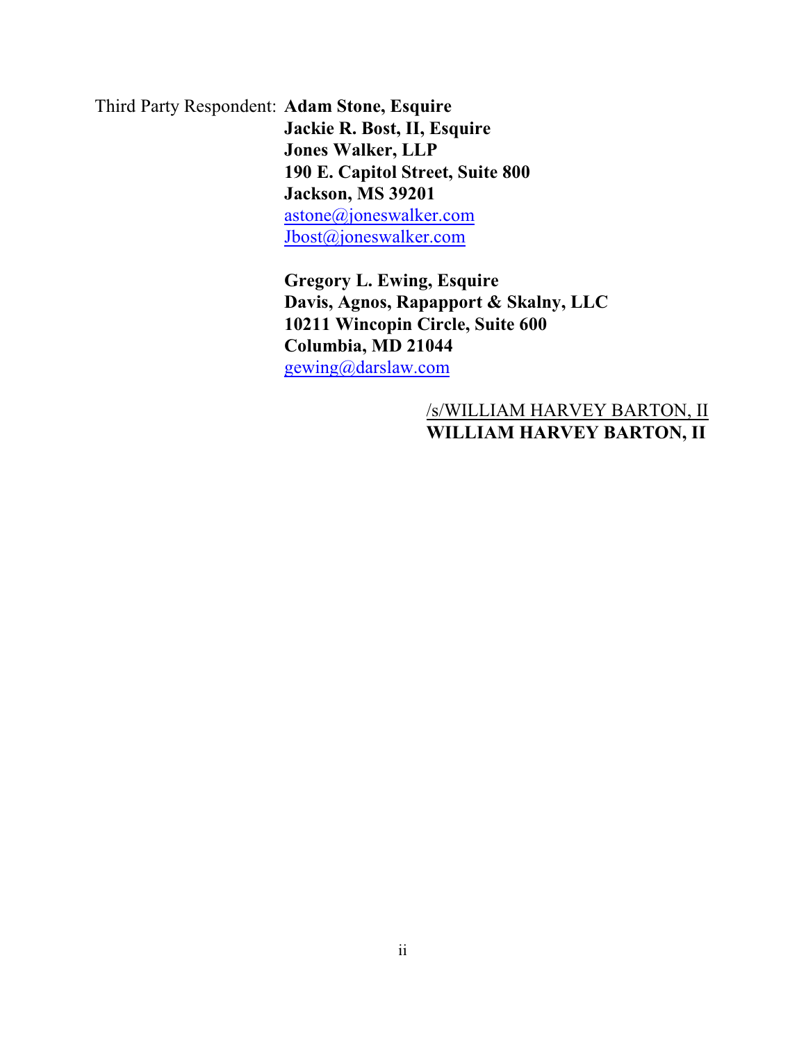Third Party Respondent: **Adam Stone, Esquire**
**Jackie R. Bost, II, Esquire**
**Jones Walker, LLP**
**190 E. Capitol Street, Suite 800**
**Jackson, MS 39201**
astone@joneswalker.com
Jbost@joneswalker.com

**Gregory L. Ewing, Esquire**
**Davis, Agnos, Rapappport & Skalny, LLC**
**10211 Wincopin Circle, Suite 600**
**Columbia, MD 21044**
gewing@darslaw.com

/s/WILLIAM HARVEY BARTON, II
**WILLIAM HARVEY BARTON, II**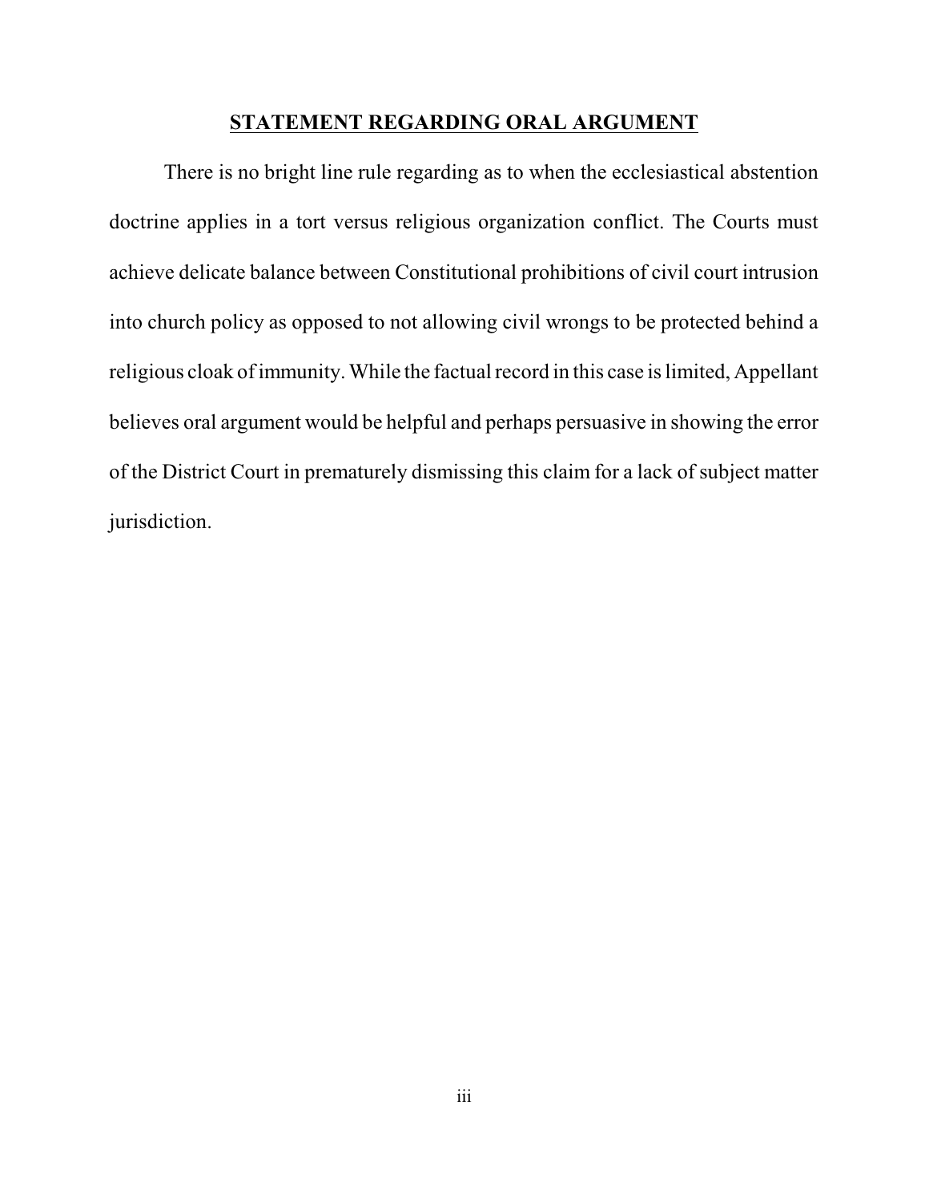## STATEMENT REGARDING ORAL ARGUMENT

There is no bright line rule regarding as to when the ecclesiastical abstention doctrine applies in a tort versus religious organization conflict. The Courts must achieve delicate balance between Constitutional prohibitions of civil court intrusion into church policy as opposed to not allowing civil wrongs to be protected behind a religious cloak of immunity. While the factual record in this case is limited, Appellant believes oral argument would be helpful and perhaps persuasive in showing the error of the District Court in prematurely dismissing this claim for a lack of subject matter jurisdiction.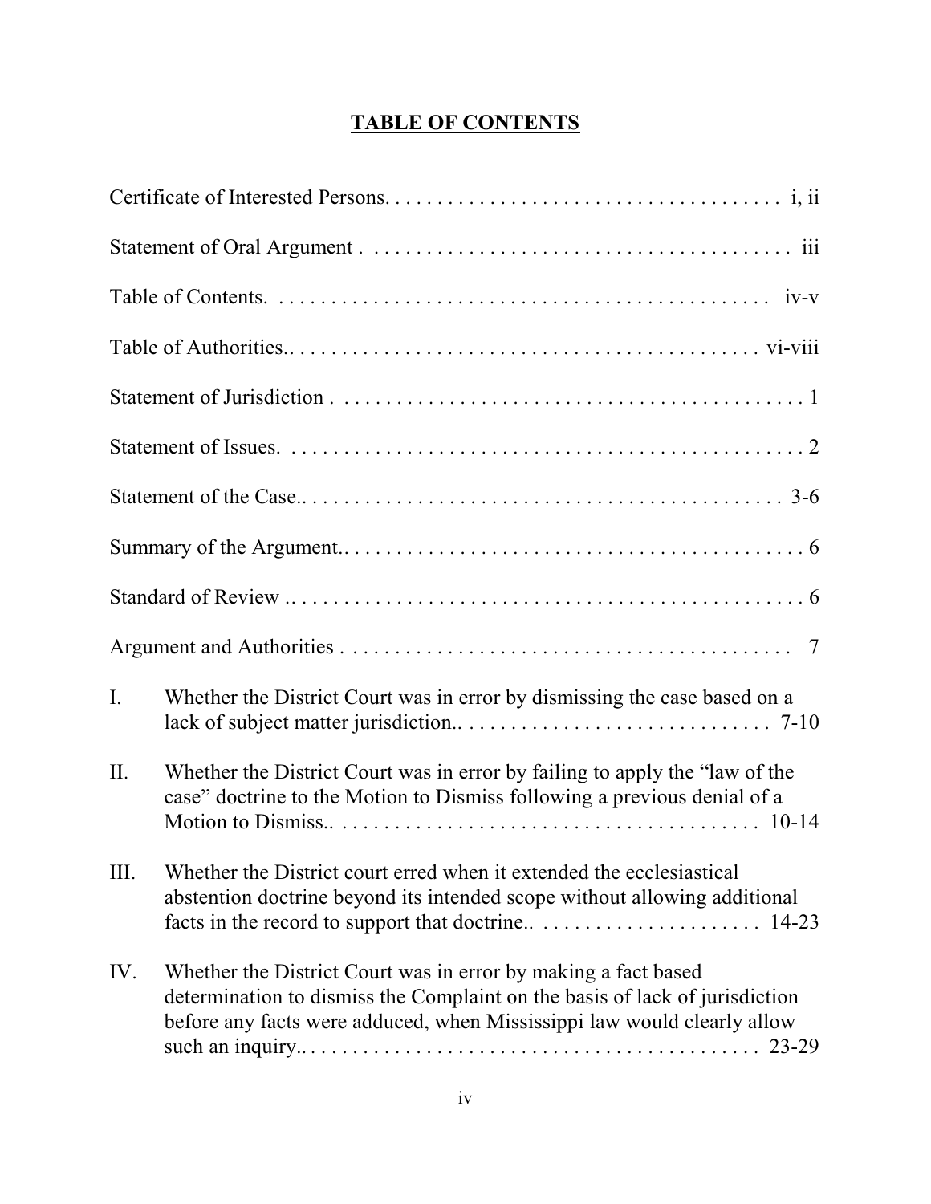# TABLE OF CONTENTS

Certificate of Interested Persons. . . . . . . . . . . . . . . . . . . . . . . . . . . . . . . . . . . . . . i, ii

Statement of Oral Argument . . . . . . . . . . . . . . . . . . . . . . . . . . . . . . . . . . . . . . . . iii

Table of Contents. . . . . . . . . . . . . . . . . . . . . . . . . . . . . . . . . . . . . . . . . . . . . . . iv-v

Table of Authorities.. . . . . . . . . . . . . . . . . . . . . . . . . . . . . . . . . . . . . . . . . . . . vi-viii

Statement of Jurisdiction . . . . . . . . . . . . . . . . . . . . . . . . . . . . . . . . . . . . . . . . . . . . 1

Statement of Issues. . . . . . . . . . . . . . . . . . . . . . . . . . . . . . . . . . . . . . . . . . . . . . . . . 2

Statement of the Case.. . . . . . . . . . . . . . . . . . . . . . . . . . . . . . . . . . . . . . . . . . . . . 3-6

Summary of the Argument.. . . . . . . . . . . . . . . . . . . . . . . . . . . . . . . . . . . . . . . . . . . . 6

Standard of Review .. . . . . . . . . . . . . . . . . . . . . . . . . . . . . . . . . . . . . . . . . . . . . . . . 6

Argument and Authorities . . . . . . . . . . . . . . . . . . . . . . . . . . . . . . . . . . . . . . . . . . . 7

I. Whether the District Court was in error by dismissing the case based on a lack of subject matter jurisdiction.. . . . . . . . . . . . . . . . . . . . . . . . . . . . . 7-10

II. Whether the District Court was in error by failing to apply the "law of the case" doctrine to the Motion to Dismiss following a previous denial of a Motion to Dismiss.. . . . . . . . . . . . . . . . . . . . . . . . . . . . . . . . . . . . . . . . 10-14

III. Whether the District court erred when it extended the ecclesiastical abstention doctrine beyond its intended scope without allowing additional facts in the record to support that doctrine.. . . . . . . . . . . . . . . . . . . . . 14-23

IV. Whether the District Court was in error by making a fact based determination to dismiss the Complaint on the basis of lack of jurisdiction before any facts were adduced, when Mississippi law would clearly allow such an inquiry.. . . . . . . . . . . . . . . . . . . . . . . . . . . . . . . . . . . . . . . . . . . 23-29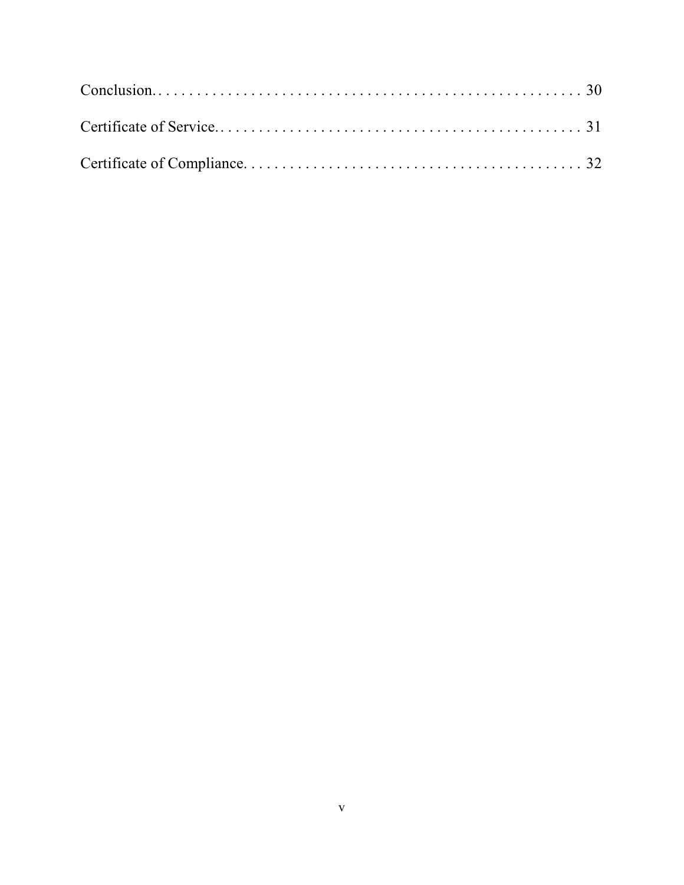Conclusion. . . . . . . . . . . . . . . . . . . . . . . . . . . . . . . . . . . . . . . . . . . . . . . . . . . . . . 30

Certificate of Service. . . . . . . . . . . . . . . . . . . . . . . . . . . . . . . . . . . . . . . . . . . . . . . 31

Certificate of Compliance. . . . . . . . . . . . . . . . . . . . . . . . . . . . . . . . . . . . . . . . . . . 32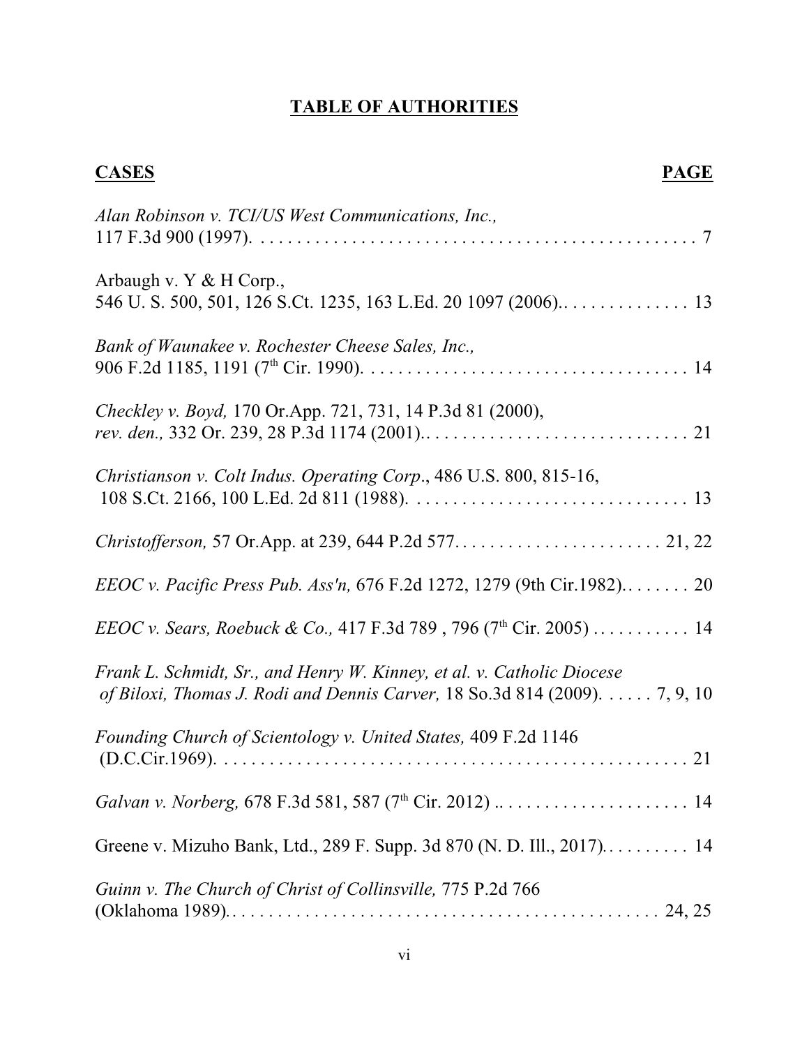# TABLE OF AUTHORITIES

**CASES** **PAGE**

*Alan Robinson v. TCI/US West Communications, Inc.,* 117 F.3d 900 (1997). . . . . . . . . . . . . . . . . . . . . . . . . . . . . . . . . . . . . . . . . . . . . . . . 7

Arbaugh v. Y & H Corp., 546 U. S. 500, 501, 126 S.Ct. 1235, 163 L.Ed. 20 1097 (2006).. . . . . . . . . . . . . . 13

*Bank of Waunakee v. Rochester Cheese Sales, Inc.,* 906 F.2d 1185, 1191 (7th Cir. 1990). . . . . . . . . . . . . . . . . . . . . . . . . . . . . . . . . . . . 14

*Checkley v. Boyd,* 170 Or.App. 721, 731, 14 P.3d 81 (2000), *rev. den.,* 332 Or. 239, 28 P.3d 1174 (2001).. . . . . . . . . . . . . . . . . . . . . . . . . . . . . 21

*Christianson v. Colt Indus. Operating Corp*., 486 U.S. 800, 815-16, 108 S.Ct. 2166, 100 L.Ed. 2d 811 (1988). . . . . . . . . . . . . . . . . . . . . . . . . . . . . . . 13

*Christofferson,* 57 Or.App. at 239, 644 P.2d 577. . . . . . . . . . . . . . . . . . . . . . . . 21, 22

*EEOC v. Pacific Press Pub. Ass'n,* 676 F.2d 1272, 1279 (9th Cir.1982).. . . . . . . . 20

*EEOC v. Sears, Roebuck & Co.,* 417 F.3d 789 , 796 (7th Cir. 2005) . . . . . . . . . . . 14

*Frank L. Schmidt, Sr., and Henry W. Kinney, et al. v. Catholic Diocese of Biloxi, Thomas J. Rodi and Dennis Carver,* 18 So.3d 814 (2009). . . . . . 7, 9, 10

*Founding Church of Scientology v. United States,* 409 F.2d 1146 (D.C.Cir.1969). . . . . . . . . . . . . . . . . . . . . . . . . . . . . . . . . . . . . . . . . . . . . . . . . . . . . 21

*Galvan v. Norberg,* 678 F.3d 581, 587 (7th Cir. 2012) .. . . . . . . . . . . . . . . . . . . . . 14

Greene v. Mizuho Bank, Ltd., 289 F. Supp. 3d 870 (N. D. Ill., 2017). . . . . . . . . . 14

*Guinn v. The Church of Christ of Collinsville,* 775 P.2d 766 (Oklahoma 1989). . . . . . . . . . . . . . . . . . . . . . . . . . . . . . . . . . . . . . . . . . . . . . . . 24, 25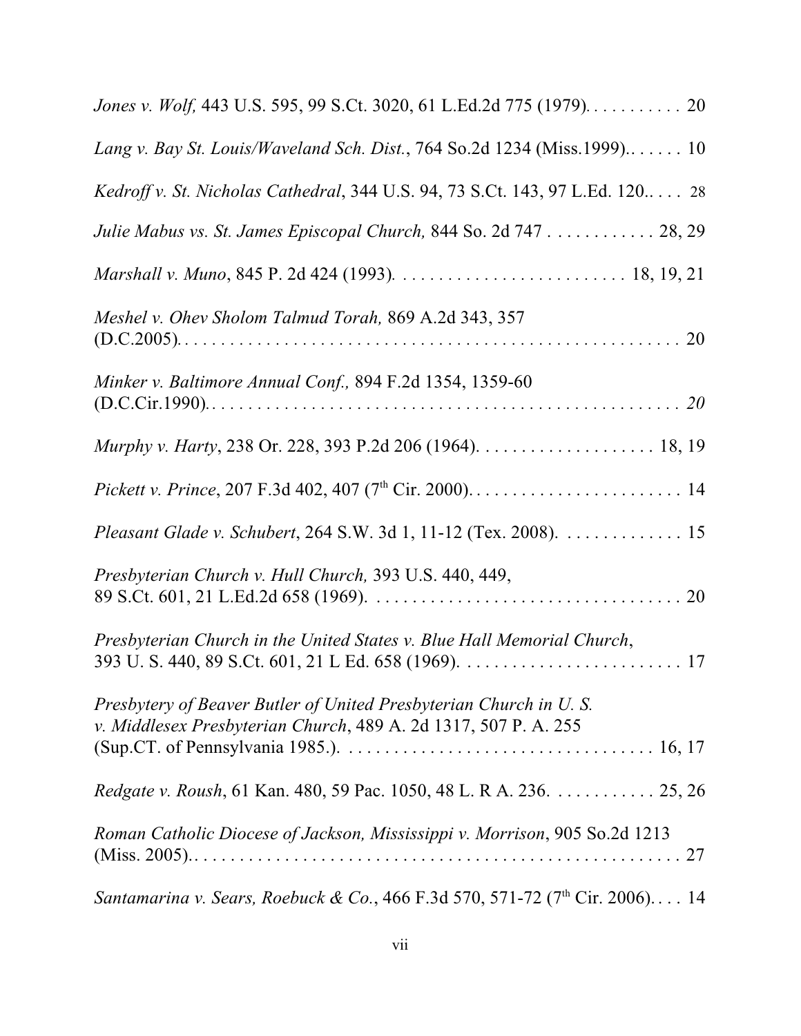*Jones v. Wolf,* 443 U.S. 595, 99 S.Ct. 3020, 61 L.Ed.2d 775 (1979). . . . . . . . . . . 20

*Lang v. Bay St. Louis/Waveland Sch. Dist.*, 764 So.2d 1234 (Miss.1999).. . . . . . 10

*Kedroff v. St. Nicholas Cathedral*, 344 U.S. 94, 73 S.Ct. 143, 97 L.Ed. 120.. . . . 28

*Julie Mabus vs. St. James Episcopal Church,* 844 So. 2d 747 . . . . . . . . . . . . 28, 29

*Marshall v. Muno*, 845 P. 2d 424 (1993). . . . . . . . . . . . . . . . . . . . . . . . . . 18, 19, 21

*Meshel v. Ohev Sholom Talmud Torah,* 869 A.2d 343, 357 (D.C.2005). . . . . . . . . . . . . . . . . . . . . . . . . . . . . . . . . . . . . . . . . . . . . . . . . . . . . . 20

*Minker v. Baltimore Annual Conf.,* 894 F.2d 1354, 1359-60 (D.C.Cir.1990).. . . . . . . . . . . . . . . . . . . . . . . . . . . . . . . . . . . . . . . . . . . . . . . . . . . . *20*

*Murphy v. Harty*, 238 Or. 228, 393 P.2d 206 (1964). . . . . . . . . . . . . . . . . . . . 18, 19

*Pickett v. Prince*, 207 F.3d 402, 407 (7th Cir. 2000). . . . . . . . . . . . . . . . . . . . . . . . 14

*Pleasant Glade v. Schubert*, 264 S.W. 3d 1, 11-12 (Tex. 2008). . . . . . . . . . . . . . 15

*Presbyterian Church v. Hull Church,* 393 U.S. 440, 449, 89 S.Ct. 601, 21 L.Ed.2d 658 (1969). . . . . . . . . . . . . . . . . . . . . . . . . . . . . . . . . . . . 20

*Presbyterian Church in the United States v. Blue Hall Memorial Church*, 393 U. S. 440, 89 S.Ct. 601, 21 L Ed. 658 (1969). . . . . . . . . . . . . . . . . . . . . . . . . 17

*Presbytery of Beaver Butler of United Presbyterian Church in U. S. v. Middlesex Presbyterian Church*, 489 A. 2d 1317, 507 P. A. 255 (Sup.CT. of Pennsylvania 1985.). . . . . . . . . . . . . . . . . . . . . . . . . . . . . . . . . . 16, 17

*Redgate v. Roush*, 61 Kan. 480, 59 Pac. 1050, 48 L. R A. 236. . . . . . . . . . . . 25, 26

*Roman Catholic Diocese of Jackson, Mississippi v. Morrison*, 905 So.2d 1213 (Miss. 2005).. . . . . . . . . . . . . . . . . . . . . . . . . . . . . . . . . . . . . . . . . . . . . . . . . . . . 27

*Santamarina v. Sears, Roebuck & Co.*, 466 F.3d 570, 571-72 (7th Cir. 2006). . . . 14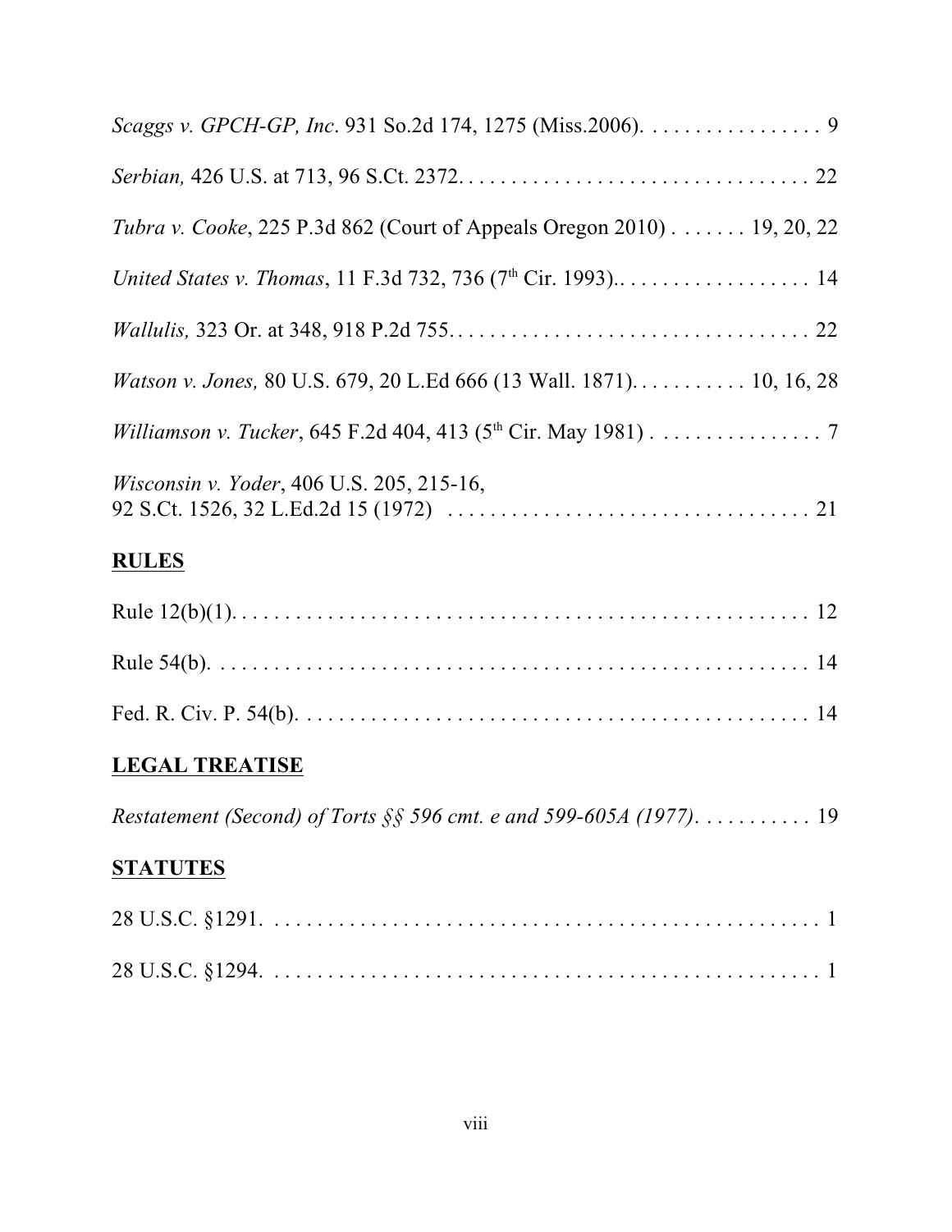*Scaggs v. GPCH-GP, Inc*. 931 So.2d 174, 1275 (Miss.2006). . . . . . . . . . . . . . . . . 9

*Serbian,* 426 U.S. at 713, 96 S.Ct. 2372. . . . . . . . . . . . . . . . . . . . . . . . . . . . . . . . . 22

*Tubra v. Cooke*, 225 P.3d 862 (Court of Appeals Oregon 2010) . . . . . . . 19, 20, 22

*United States v. Thomas*, 11 F.3d 732, 736 (7th Cir. 1993).. . . . . . . . . . . . . . . . . . 14

*Wallulis,* 323 Or. at 348, 918 P.2d 755. . . . . . . . . . . . . . . . . . . . . . . . . . . . . . . . . . 22

*Watson v. Jones,* 80 U.S. 679, 20 L.Ed 666 (13 Wall. 1871). . . . . . . . . . . 10, 16, 28

*Williamson v. Tucker*, 645 F.2d 404, 413 (5th Cir. May 1981) . . . . . . . . . . . . . . . . 7

*Wisconsin v. Yoder*, 406 U.S. 205, 215-16,
92 S.Ct. 1526, 32 L.Ed.2d 15 (1972) . . . . . . . . . . . . . . . . . . . . . . . . . . . . . . . . . . 21

## **RULES**

Rule 12(b)(1). . . . . . . . . . . . . . . . . . . . . . . . . . . . . . . . . . . . . . . . . . . . . . . . . . . . . 12

Rule 54(b). . . . . . . . . . . . . . . . . . . . . . . . . . . . . . . . . . . . . . . . . . . . . . . . . . . . . . . 14

Fed. R. Civ. P. 54(b). . . . . . . . . . . . . . . . . . . . . . . . . . . . . . . . . . . . . . . . . . . . . . . . . 14

## **LEGAL TREATISE**

*Restatement (Second) of Torts §§ 596 cmt. e and 599-605A (1977)*. . . . . . . . . . . 19

## **STATUTES**

28 U.S.C. §1291. . . . . . . . . . . . . . . . . . . . . . . . . . . . . . . . . . . . . . . . . . . . . . . . . . . . 1

28 U.S.C. §1294. . . . . . . . . . . . . . . . . . . . . . . . . . . . . . . . . . . . . . . . . . . . . . . . . . . . 1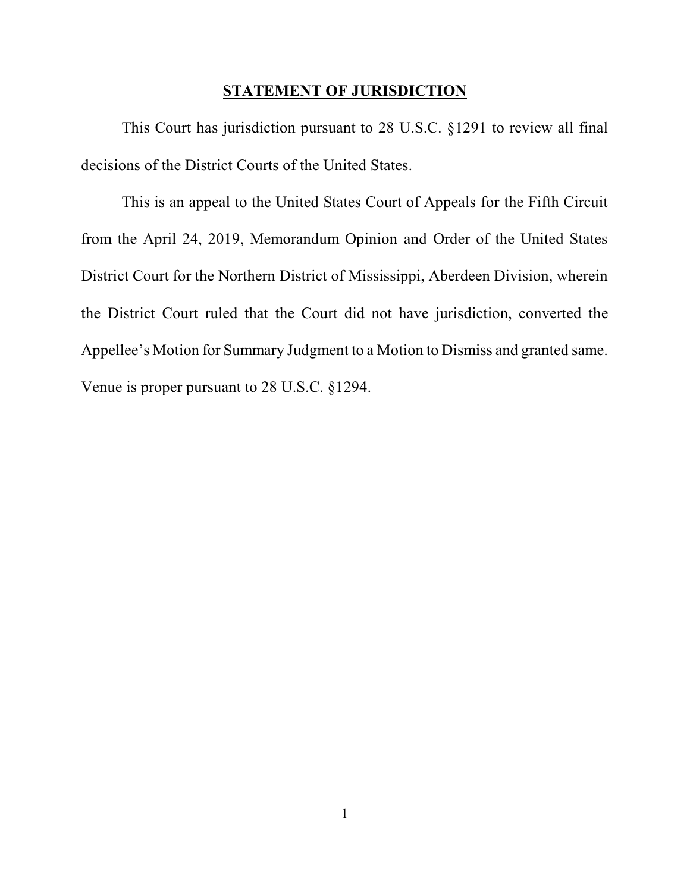## STATEMENT OF JURISDICTION

This Court has jurisdiction pursuant to 28 U.S.C. §1291 to review all final decisions of the District Courts of the United States.

This is an appeal to the United States Court of Appeals for the Fifth Circuit from the April 24, 2019, Memorandum Opinion and Order of the United States District Court for the Northern District of Mississippi, Aberdeen Division, wherein the District Court ruled that the Court did not have jurisdiction, converted the Appellee's Motion for Summary Judgment to a Motion to Dismiss and granted same. Venue is proper pursuant to 28 U.S.C. §1294.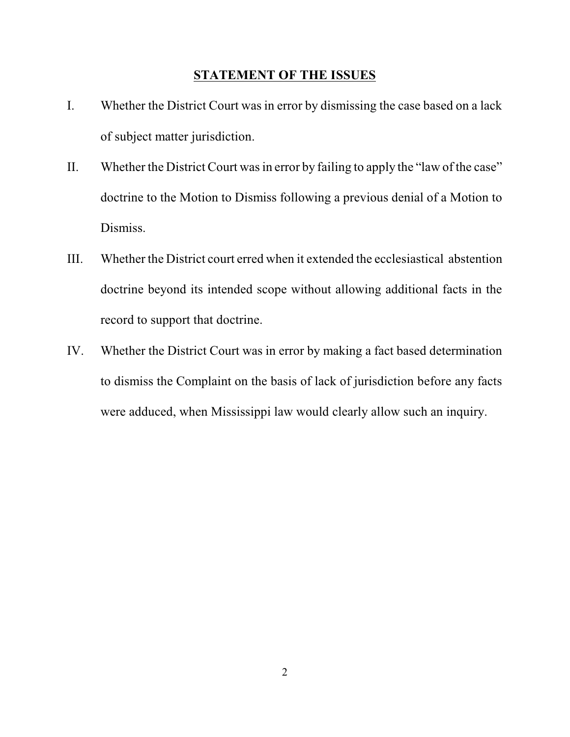## STATEMENT OF THE ISSUES

I. Whether the District Court was in error by dismissing the case based on a lack of subject matter jurisdiction.

II. Whether the District Court was in error by failing to apply the "law of the case" doctrine to the Motion to Dismiss following a previous denial of a Motion to Dismiss.

III. Whether the District court erred when it extended the ecclesiastical abstention doctrine beyond its intended scope without allowing additional facts in the record to support that doctrine.

IV. Whether the District Court was in error by making a fact based determination to dismiss the Complaint on the basis of lack of jurisdiction before any facts were adduced, when Mississippi law would clearly allow such an inquiry.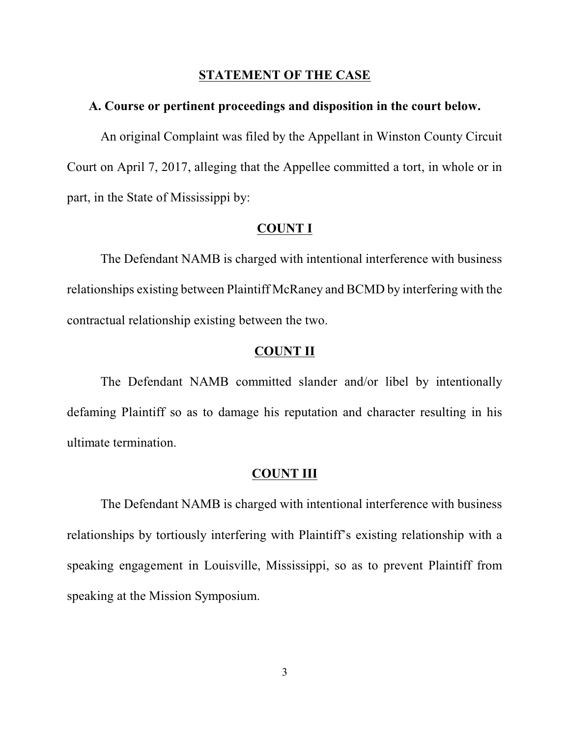## STATEMENT OF THE CASE

### A. Course or pertinent proceedings and disposition in the court below.

An original Complaint was filed by the Appellant in Winston County Circuit Court on April 7, 2017, alleging that the Appellee committed a tort, in whole or in part, in the State of Mississippi by:

#### COUNT I

The Defendant NAMB is charged with intentional interference with business relationships existing between Plaintiff McRaney and BCMD by interfering with the contractual relationship existing between the two.

#### COUNT II

The Defendant NAMB committed slander and/or libel by intentionally defaming Plaintiff so as to damage his reputation and character resulting in his ultimate termination.

#### COUNT III

The Defendant NAMB is charged with intentional interference with business relationships by tortiously interfering with Plaintiff's existing relationship with a speaking engagement in Louisville, Mississippi, so as to prevent Plaintiff from speaking at the Mission Symposium.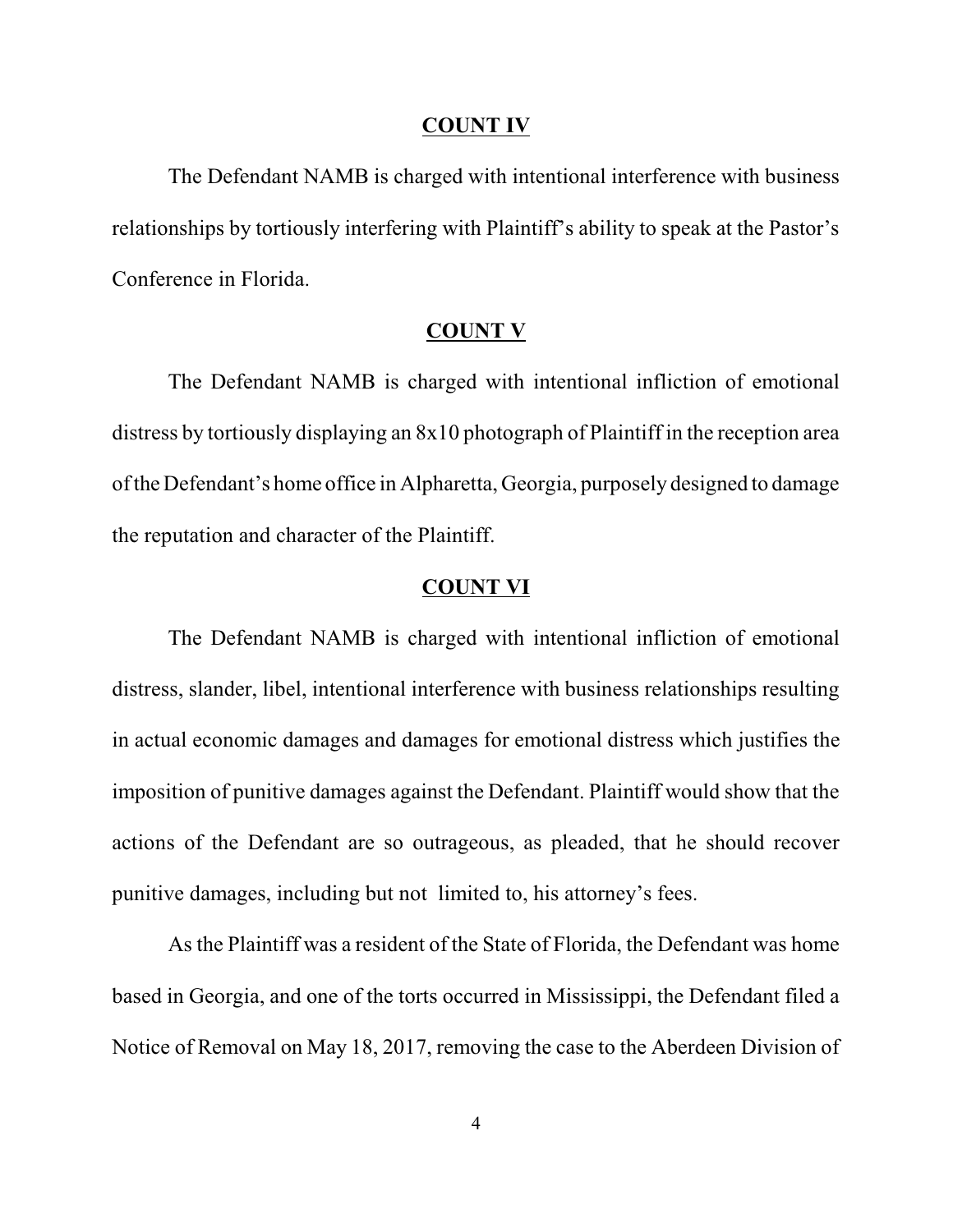**COUNT IV**

The Defendant NAMB is charged with intentional interference with business relationships by tortiously interfering with Plaintiff's ability to speak at the Pastor's Conference in Florida.

**COUNT V**

The Defendant NAMB is charged with intentional infliction of emotional distress by tortiously displaying an 8x10 photograph of Plaintiff in the reception area of the Defendant's home office in Alpharetta, Georgia, purposely designed to damage the reputation and character of the Plaintiff.

**COUNT VI**

The Defendant NAMB is charged with intentional infliction of emotional distress, slander, libel, intentional interference with business relationships resulting in actual economic damages and damages for emotional distress which justifies the imposition of punitive damages against the Defendant. Plaintiff would show that the actions of the Defendant are so outrageous, as pleaded, that he should recover punitive damages, including but not limited to, his attorney's fees.

As the Plaintiff was a resident of the State of Florida, the Defendant was home based in Georgia, and one of the torts occurred in Mississippi, the Defendant filed a Notice of Removal on May 18, 2017, removing the case to the Aberdeen Division of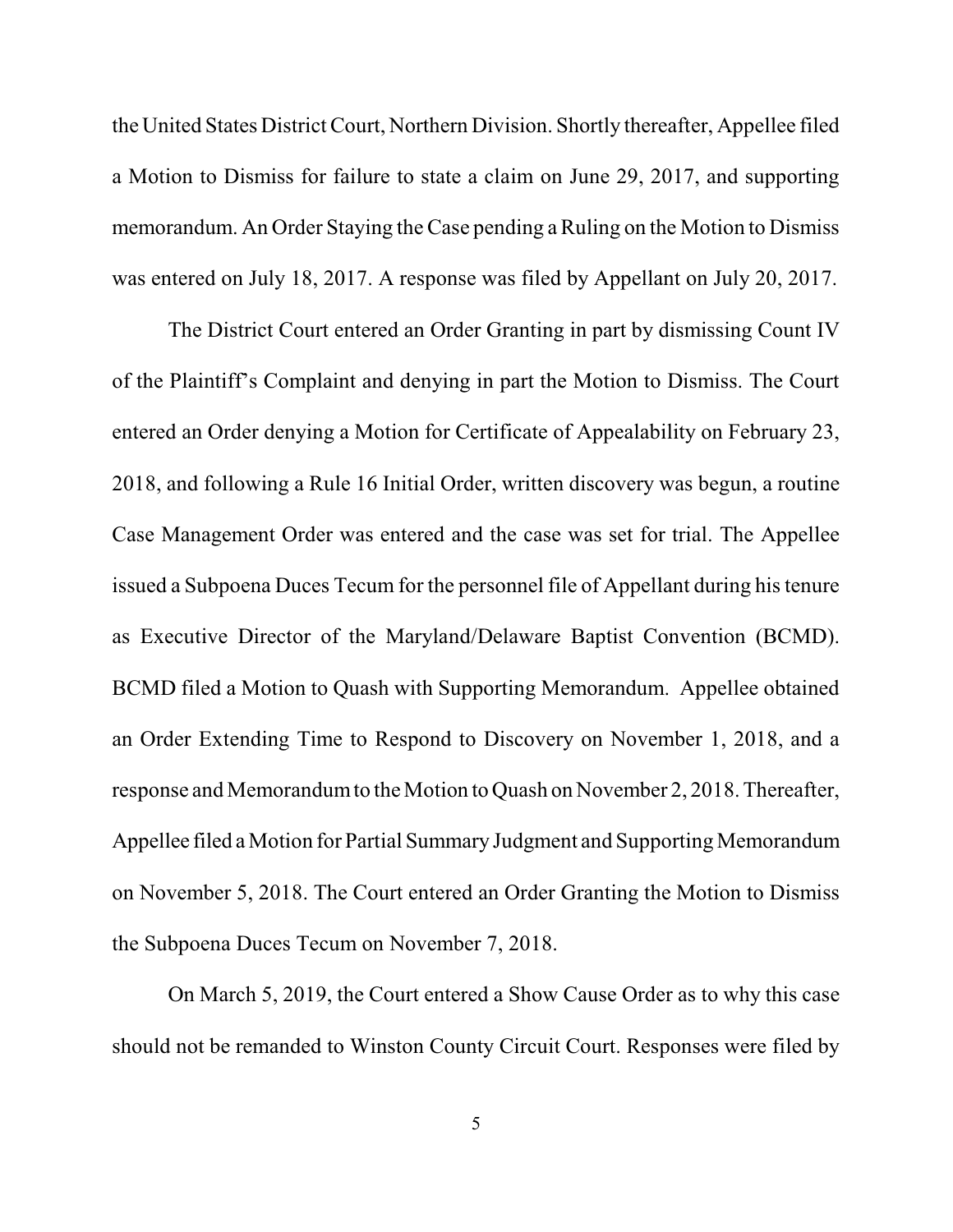the United States District Court, Northern Division. Shortly thereafter, Appellee filed a Motion to Dismiss for failure to state a claim on June 29, 2017, and supporting memorandum. An Order Staying the Case pending a Ruling on the Motion to Dismiss was entered on July 18, 2017. A response was filed by Appellant on July 20, 2017.

The District Court entered an Order Granting in part by dismissing Count IV of the Plaintiff's Complaint and denying in part the Motion to Dismiss. The Court entered an Order denying a Motion for Certificate of Appealability on February 23, 2018, and following a Rule 16 Initial Order, written discovery was begun, a routine Case Management Order was entered and the case was set for trial. The Appellee issued a Subpoena Duces Tecum for the personnel file of Appellant during his tenure as Executive Director of the Maryland/Delaware Baptist Convention (BCMD). BCMD filed a Motion to Quash with Supporting Memorandum. Appellee obtained an Order Extending Time to Respond to Discovery on November 1, 2018, and a response and Memorandum to the Motion to Quash on November 2, 2018. Thereafter, Appellee filed a Motion for Partial Summary Judgment and Supporting Memorandum on November 5, 2018. The Court entered an Order Granting the Motion to Dismiss the Subpoena Duces Tecum on November 7, 2018.

On March 5, 2019, the Court entered a Show Cause Order as to why this case should not be remanded to Winston County Circuit Court. Responses were filed by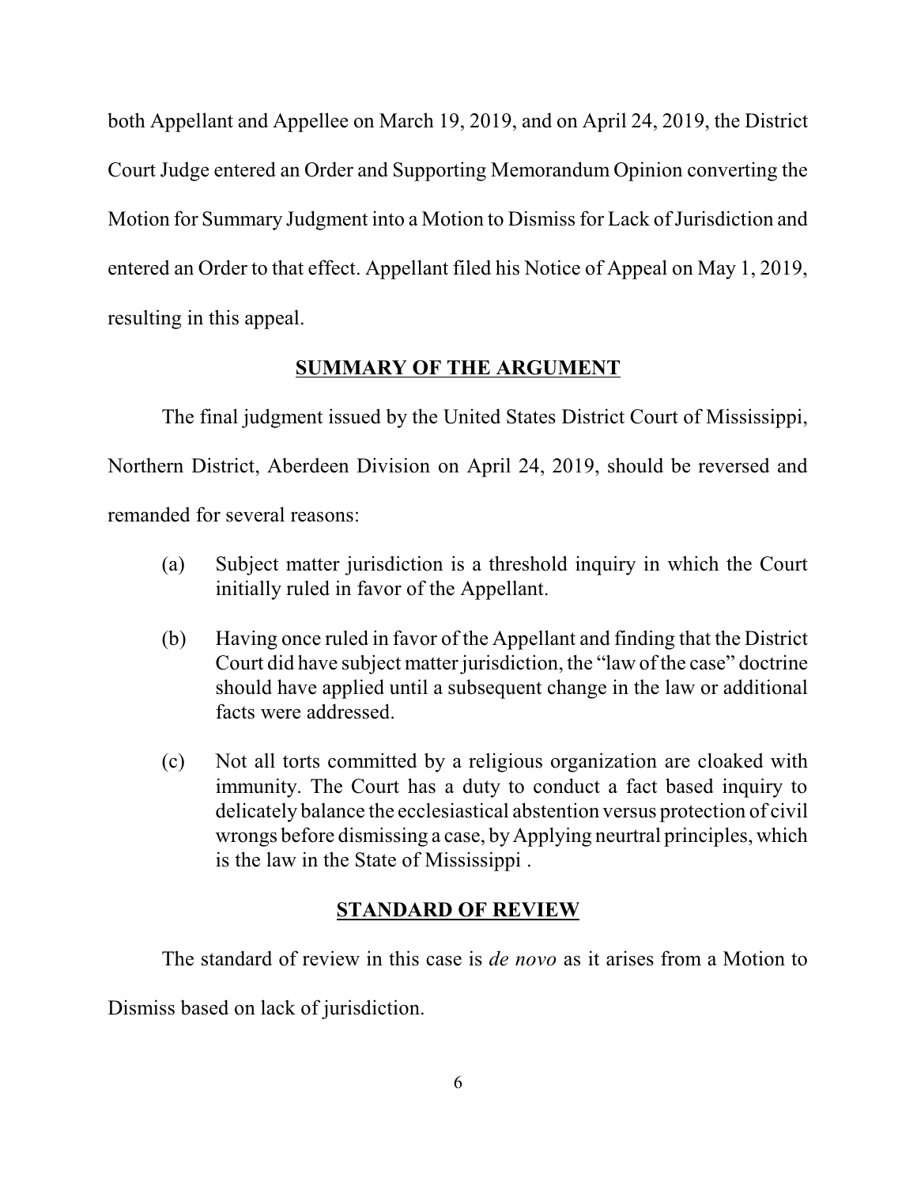both Appellant and Appellee on March 19, 2019, and on April 24, 2019, the District Court Judge entered an Order and Supporting Memorandum Opinion converting the Motion for Summary Judgment into a Motion to Dismiss for Lack of Jurisdiction and entered an Order to that effect. Appellant filed his Notice of Appeal on May 1, 2019, resulting in this appeal.

## SUMMARY OF THE ARGUMENT

The final judgment issued by the United States District Court of Mississippi, Northern District, Aberdeen Division on April 24, 2019, should be reversed and remanded for several reasons:

(a) Subject matter jurisdiction is a threshold inquiry in which the Court initially ruled in favor of the Appellant.

(b) Having once ruled in favor of the Appellant and finding that the District Court did have subject matter jurisdiction, the "law of the case" doctrine should have applied until a subsequent change in the law or additional facts were addressed.

(c) Not all torts committed by a religious organization are cloaked with immunity. The Court has a duty to conduct a fact based inquiry to delicately balance the ecclesiastical abstention versus protection of civil wrongs before dismissing a case, by Applying neurtral principles, which is the law in the State of Mississippi .

## STANDARD OF REVIEW

The standard of review in this case is *de novo* as it arises from a Motion to Dismiss based on lack of jurisdiction.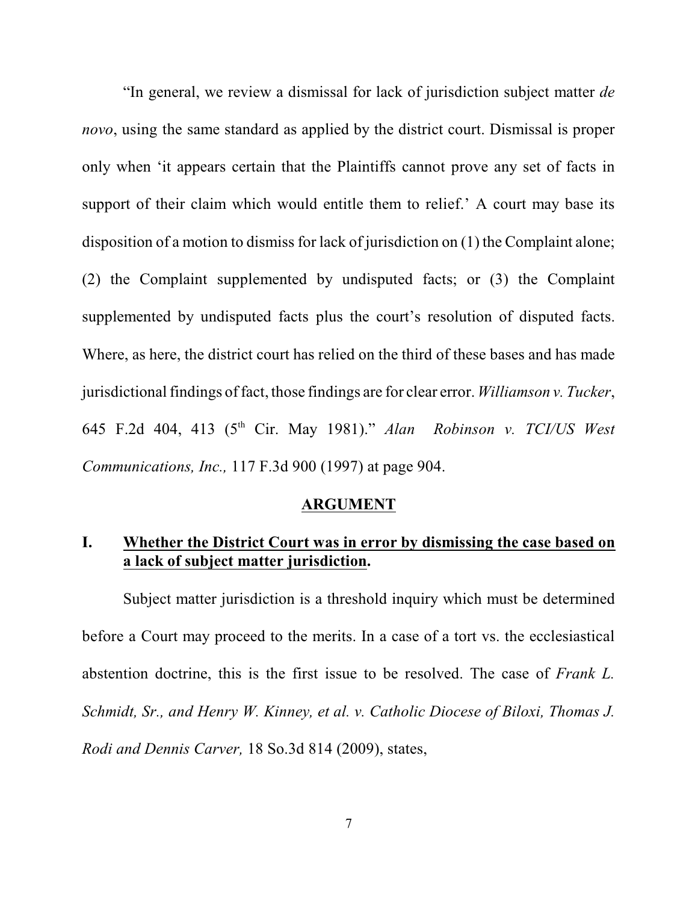"In general, we review a dismissal for lack of jurisdiction subject matter *de novo*, using the same standard as applied by the district court. Dismissal is proper only when 'it appears certain that the Plaintiffs cannot prove any set of facts in support of their claim which would entitle them to relief.' A court may base its disposition of a motion to dismiss for lack of jurisdiction on (1) the Complaint alone; (2) the Complaint supplemented by undisputed facts; or (3) the Complaint supplemented by undisputed facts plus the court's resolution of disputed facts. Where, as here, the district court has relied on the third of these bases and has made jurisdictional findings of fact, those findings are for clear error. *Williamson v. Tucker*, 645 F.2d 404, 413 (5th Cir. May 1981)." *Alan Robinson v. TCI/US West Communications, Inc.,* 117 F.3d 900 (1997) at page 904.

## ARGUMENT

### I. Whether the District Court was in error by dismissing the case based on a lack of subject matter jurisdiction.

Subject matter jurisdiction is a threshold inquiry which must be determined before a Court may proceed to the merits. In a case of a tort vs. the ecclesiastical abstention doctrine, this is the first issue to be resolved. The case of *Frank L. Schmidt, Sr., and Henry W. Kinney, et al. v. Catholic Diocese of Biloxi, Thomas J. Rodi and Dennis Carver,* 18 So.3d 814 (2009), states,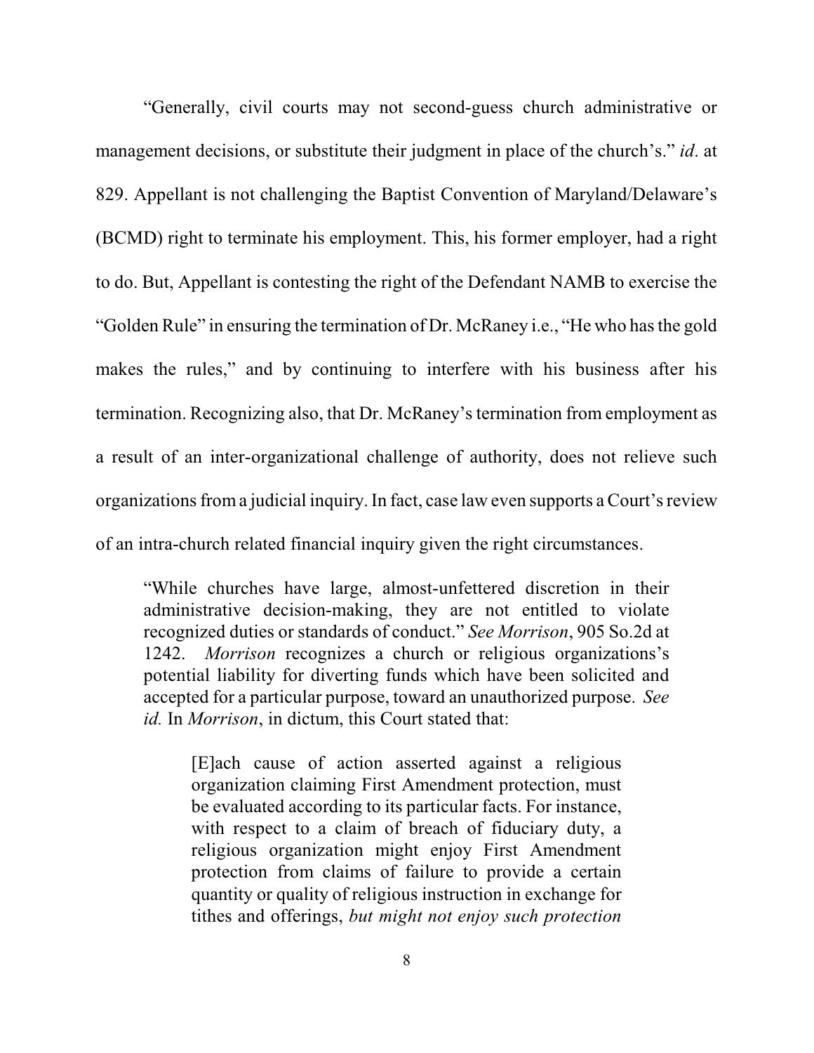"Generally, civil courts may not second-guess church administrative or management decisions, or substitute their judgment in place of the church's." *id*. at 829. Appellant is not challenging the Baptist Convention of Maryland/Delaware's (BCMD) right to terminate his employment. This, his former employer, had a right to do. But, Appellant is contesting the right of the Defendant NAMB to exercise the "Golden Rule" in ensuring the termination of Dr. McRaney i.e., "He who has the gold makes the rules," and by continuing to interfere with his business after his termination. Recognizing also, that Dr. McRaney's termination from employment as a result of an inter-organizational challenge of authority, does not relieve such organizations from a judicial inquiry. In fact, case law even supports a Court's review of an intra-church related financial inquiry given the right circumstances.

> "While churches have large, almost-unfettered discretion in their administrative decision-making, they are not entitled to violate recognized duties or standards of conduct." *See Morrison*, 905 So.2d at 1242. *Morrison* recognizes a church or religious organizations's potential liability for diverting funds which have been solicited and accepted for a particular purpose, toward an unauthorized purpose. *See id.* In *Morrison*, in dictum, this Court stated that:
>
> > [E]ach cause of action asserted against a religious organization claiming First Amendment protection, must be evaluated according to its particular facts. For instance, with respect to a claim of breach of fiduciary duty, a religious organization might enjoy First Amendment protection from claims of failure to provide a certain quantity or quality of religious instruction in exchange for tithes and offerings, *but might not enjoy such protection*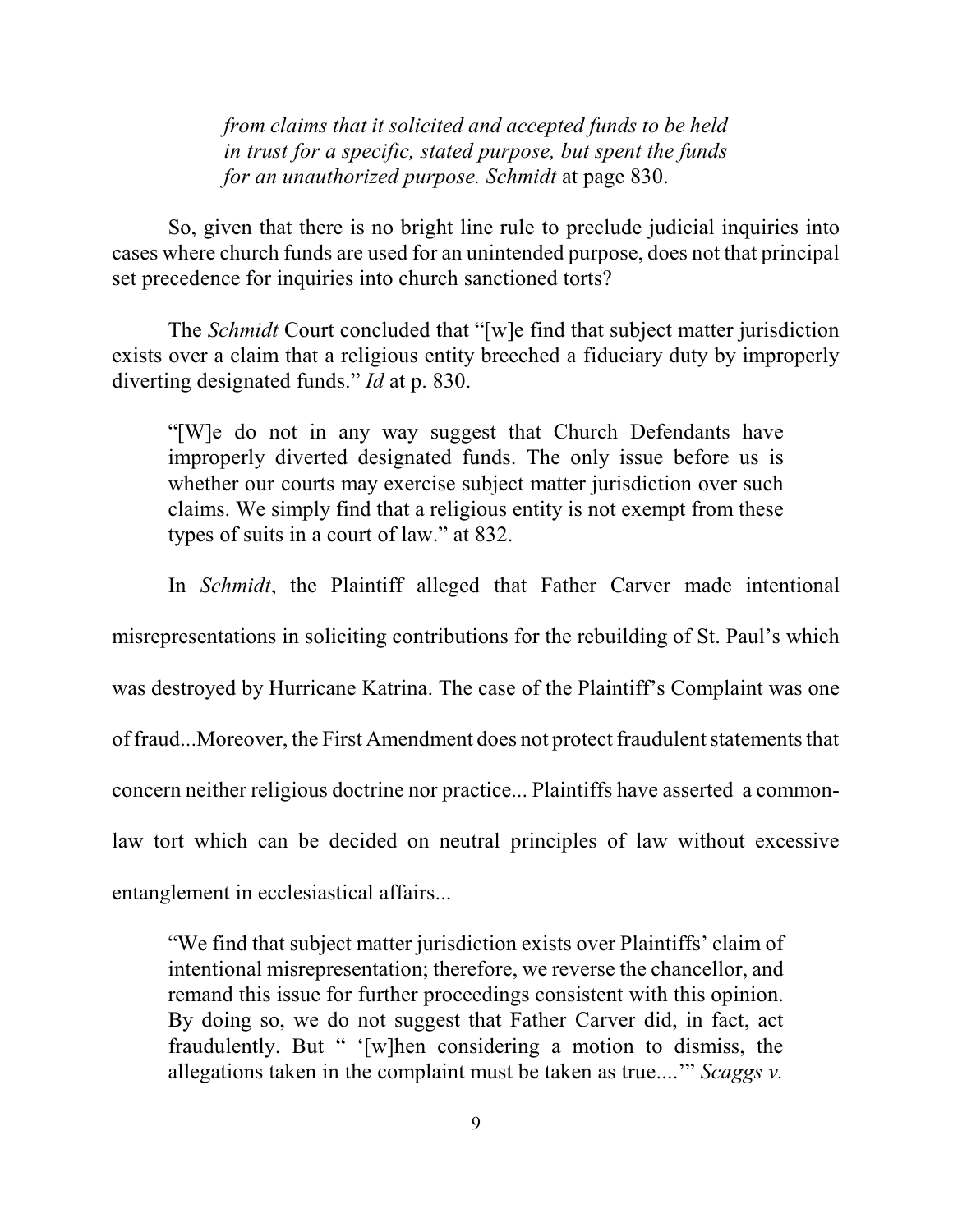> *from claims that it solicited and accepted funds to be held in trust for a specific, stated purpose, but spent the funds for an unauthorized purpose. Schmidt* at page 830.

So, given that there is no bright line rule to preclude judicial inquiries into cases where church funds are used for an unintended purpose, does not that principal set precedence for inquiries into church sanctioned torts?

The *Schmidt* Court concluded that "[w]e find that subject matter jurisdiction exists over a claim that a religious entity breeched a fiduciary duty by improperly diverting designated funds." *Id* at p. 830.

> "[W]e do not in any way suggest that Church Defendants have improperly diverted designated funds. The only issue before us is whether our courts may exercise subject matter jurisdiction over such claims. We simply find that a religious entity is not exempt from these types of suits in a court of law." at 832.

In *Schmidt*, the Plaintiff alleged that Father Carver made intentional misrepresentations in soliciting contributions for the rebuilding of St. Paul's which was destroyed by Hurricane Katrina. The case of the Plaintiff's Complaint was one of fraud...Moreover, the First Amendment does not protect fraudulent statements that concern neither religious doctrine nor practice... Plaintiffs have asserted a common-law tort which can be decided on neutral principles of law without excessive entanglement in ecclesiastical affairs...

> "We find that subject matter jurisdiction exists over Plaintiffs' claim of intentional misrepresentation; therefore, we reverse the chancellor, and remand this issue for further proceedings consistent with this opinion. By doing so, we do not suggest that Father Carver did, in fact, act fraudulently. But " '[w]hen considering a motion to dismiss, the allegations taken in the complaint must be taken as true....'" *Scaggs v.*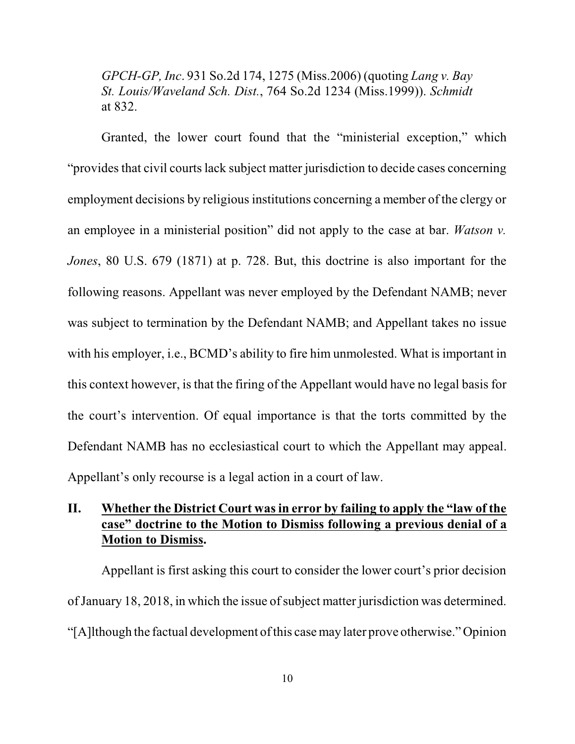*GPCH-GP, Inc*. 931 So.2d 174, 1275 (Miss.2006) (quoting *Lang v. Bay St. Louis/Waveland Sch. Dist.*, 764 So.2d 1234 (Miss.1999)). *Schmidt* at 832.

Granted, the lower court found that the "ministerial exception," which "provides that civil courts lack subject matter jurisdiction to decide cases concerning employment decisions by religious institutions concerning a member of the clergy or an employee in a ministerial position" did not apply to the case at bar. *Watson v. Jones*, 80 U.S. 679 (1871) at p. 728. But, this doctrine is also important for the following reasons. Appellant was never employed by the Defendant NAMB; never was subject to termination by the Defendant NAMB; and Appellant takes no issue with his employer, i.e., BCMD's ability to fire him unmolested. What is important in this context however, is that the firing of the Appellant would have no legal basis for the court's intervention. Of equal importance is that the torts committed by the Defendant NAMB has no ecclesiastical court to which the Appellant may appeal. Appellant's only recourse is a legal action in a court of law.

## II. **<u>Whether the District Court was in error by failing to apply the "law of the case" doctrine to the Motion to Dismiss following a previous denial of a Motion to Dismiss</u>.**

Appellant is first asking this court to consider the lower court's prior decision of January 18, 2018, in which the issue of subject matter jurisdiction was determined. "[A]lthough the factual development of this case may later prove otherwise." Opinion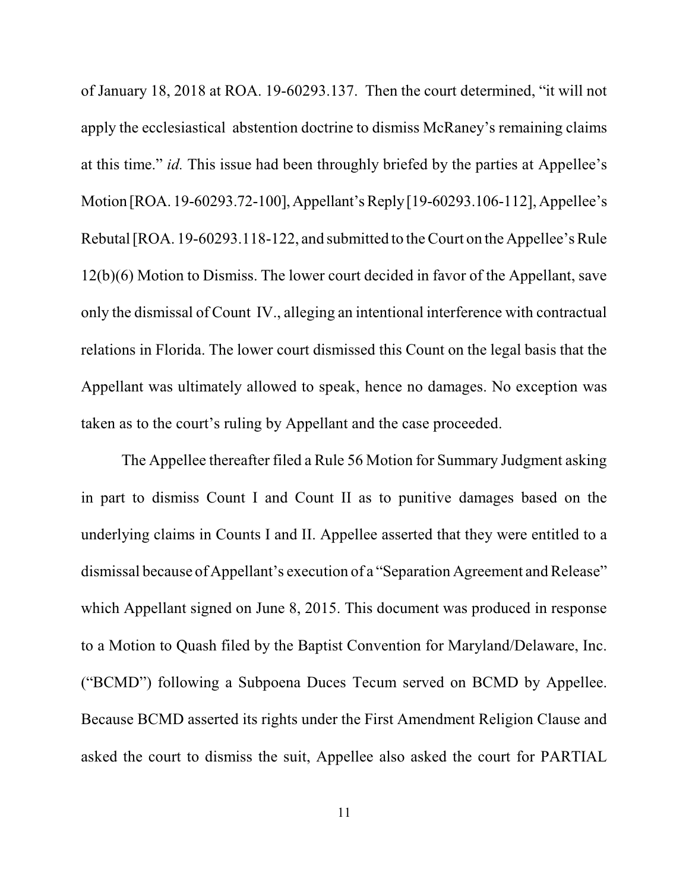of January 18, 2018 at ROA. 19-60293.137. Then the court determined, "it will not apply the ecclesiastical abstention doctrine to dismiss McRaney's remaining claims at this time." *id.* This issue had been throughly briefed by the parties at Appellee's Motion [ROA. 19-60293.72-100], Appellant's Reply [19-60293.106-112], Appellee's Rebutal [ROA. 19-60293.118-122, and submitted to the Court on the Appellee's Rule 12(b)(6) Motion to Dismiss. The lower court decided in favor of the Appellant, save only the dismissal of Count IV., alleging an intentional interference with contractual relations in Florida. The lower court dismissed this Count on the legal basis that the Appellant was ultimately allowed to speak, hence no damages. No exception was taken as to the court's ruling by Appellant and the case proceeded.

The Appellee thereafter filed a Rule 56 Motion for Summary Judgment asking in part to dismiss Count I and Count II as to punitive damages based on the underlying claims in Counts I and II. Appellee asserted that they were entitled to a dismissal because of Appellant's execution of a "Separation Agreement and Release" which Appellant signed on June 8, 2015. This document was produced in response to a Motion to Quash filed by the Baptist Convention for Maryland/Delaware, Inc. ("BCMD") following a Subpoena Duces Tecum served on BCMD by Appellee. Because BCMD asserted its rights under the First Amendment Religion Clause and asked the court to dismiss the suit, Appellee also asked the court for PARTIAL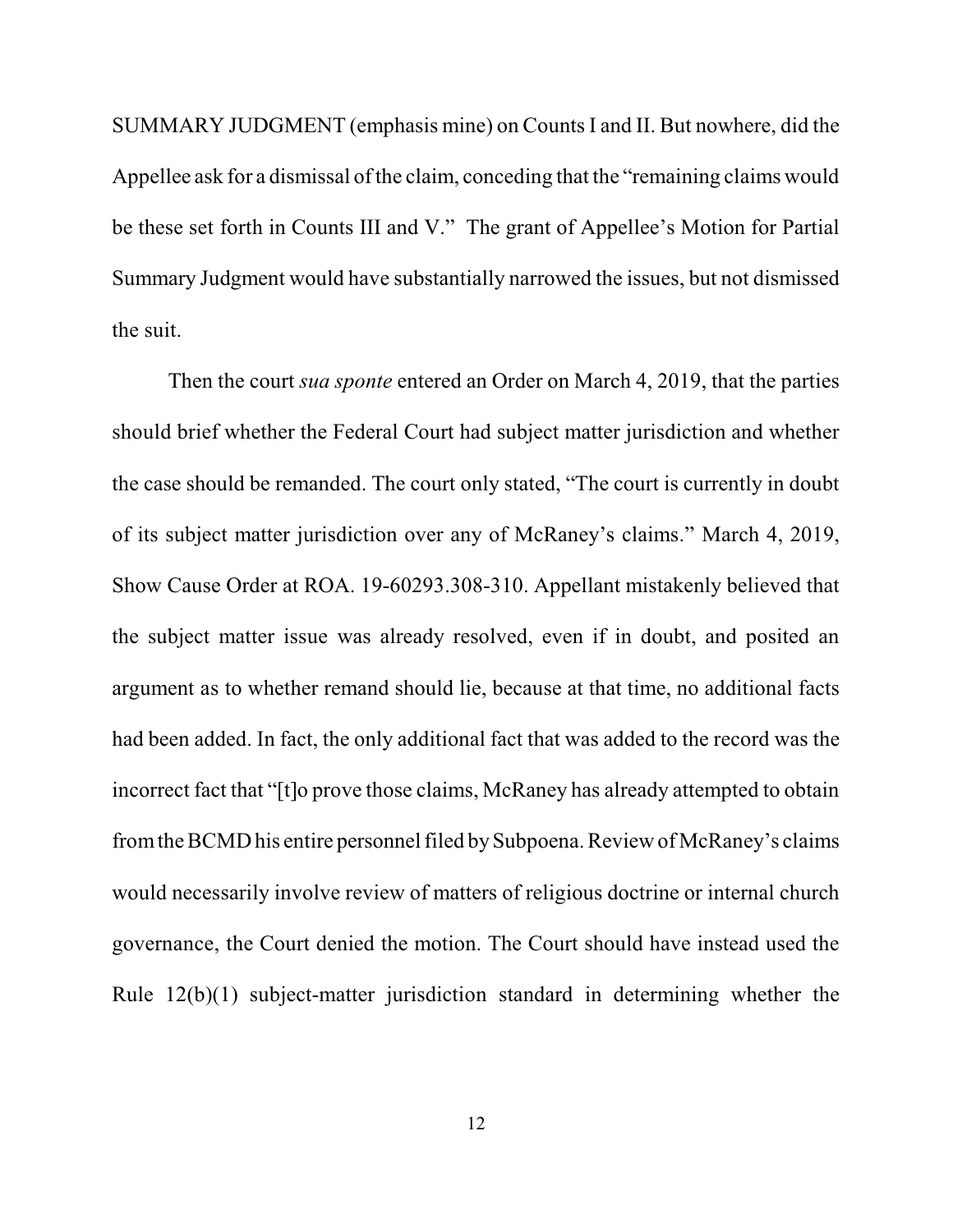SUMMARY JUDGMENT (emphasis mine) on Counts I and II. But nowhere, did the Appellee ask for a dismissal of the claim, conceding that the "remaining claims would be these set forth in Counts III and V." The grant of Appellee's Motion for Partial Summary Judgment would have substantially narrowed the issues, but not dismissed the suit.

Then the court *sua sponte* entered an Order on March 4, 2019, that the parties should brief whether the Federal Court had subject matter jurisdiction and whether the case should be remanded. The court only stated, "The court is currently in doubt of its subject matter jurisdiction over any of McRaney's claims." March 4, 2019, Show Cause Order at ROA. 19-60293.308-310. Appellant mistakenly believed that the subject matter issue was already resolved, even if in doubt, and posited an argument as to whether remand should lie, because at that time, no additional facts had been added. In fact, the only additional fact that was added to the record was the incorrect fact that "[t]o prove those claims, McRaney has already attempted to obtain from the BCMD his entire personnel filed by Subpoena. Review of McRaney's claims would necessarily involve review of matters of religious doctrine or internal church governance, the Court denied the motion. The Court should have instead used the Rule 12(b)(1) subject-matter jurisdiction standard in determining whether the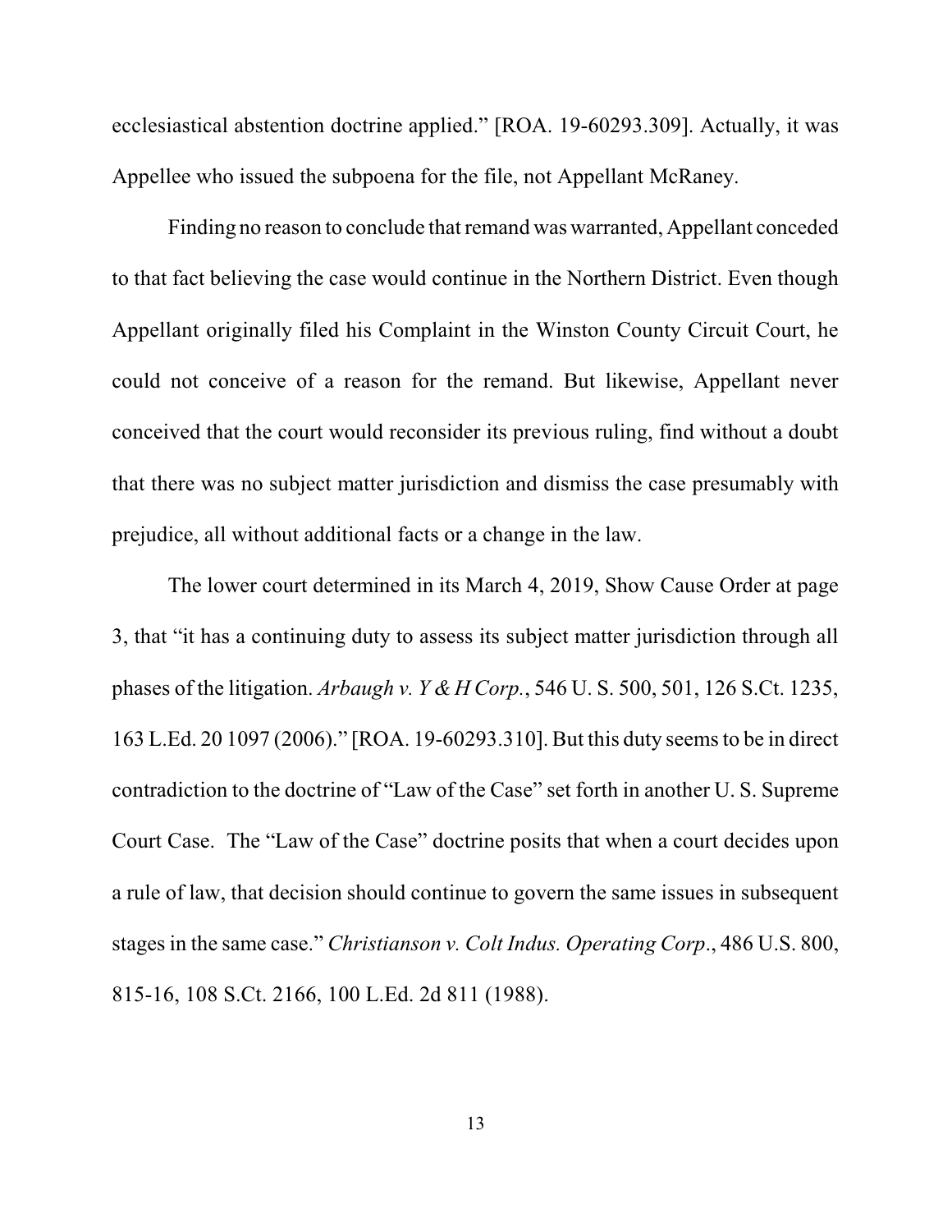ecclesiastical abstention doctrine applied." [ROA. 19-60293.309]. Actually, it was Appellee who issued the subpoena for the file, not Appellant McRaney.

Finding no reason to conclude that remand was warranted, Appellant conceded to that fact believing the case would continue in the Northern District. Even though Appellant originally filed his Complaint in the Winston County Circuit Court, he could not conceive of a reason for the remand. But likewise, Appellant never conceived that the court would reconsider its previous ruling, find without a doubt that there was no subject matter jurisdiction and dismiss the case presumably with prejudice, all without additional facts or a change in the law.

The lower court determined in its March 4, 2019, Show Cause Order at page 3, that "it has a continuing duty to assess its subject matter jurisdiction through all phases of the litigation. *Arbaugh v. Y & H Corp.*, 546 U. S. 500, 501, 126 S.Ct. 1235, 163 L.Ed. 20 1097 (2006)." [ROA. 19-60293.310]. But this duty seems to be in direct contradiction to the doctrine of "Law of the Case" set forth in another U. S. Supreme Court Case. The "Law of the Case" doctrine posits that when a court decides upon a rule of law, that decision should continue to govern the same issues in subsequent stages in the same case." *Christianson v. Colt Indus. Operating Corp.*, 486 U.S. 800, 815-16, 108 S.Ct. 2166, 100 L.Ed. 2d 811 (1988).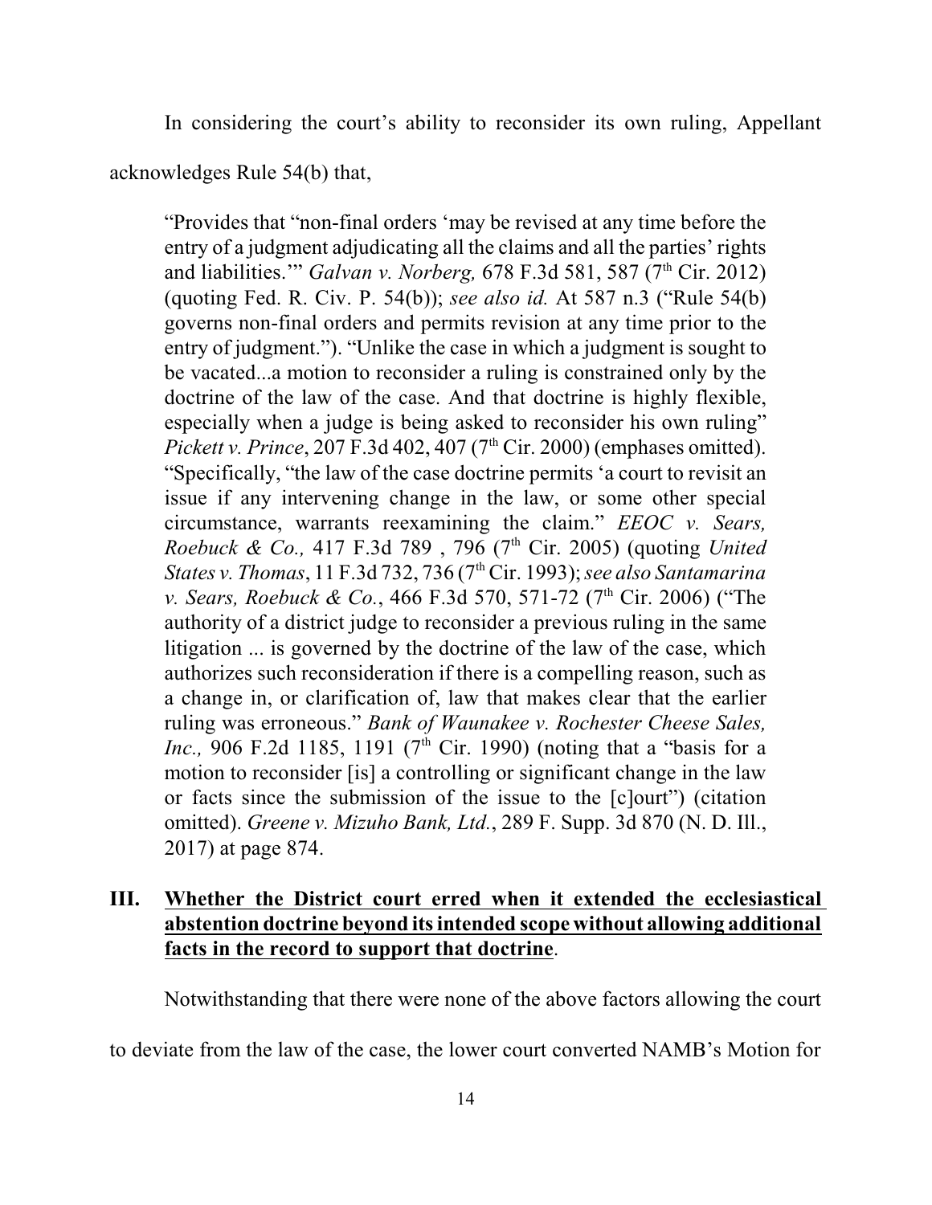In considering the court's ability to reconsider its own ruling, Appellant acknowledges Rule 54(b) that,

> "Provides that "non-final orders 'may be revised at any time before the entry of a judgment adjudicating all the claims and all the parties' rights and liabilities.'" *Galvan v. Norberg,* 678 F.3d 581, 587 (7th Cir. 2012) (quoting Fed. R. Civ. P. 54(b)); *see also id.* At 587 n.3 ("Rule 54(b) governs non-final orders and permits revision at any time prior to the entry of judgment."). "Unlike the case in which a judgment is sought to be vacated...a motion to reconsider a ruling is constrained only by the doctrine of the law of the case. And that doctrine is highly flexible, especially when a judge is being asked to reconsider his own ruling" *Pickett v. Prince*, 207 F.3d 402, 407 (7th Cir. 2000) (emphases omitted). "Specifically, "the law of the case doctrine permits 'a court to revisit an issue if any intervening change in the law, or some other special circumstance, warrants reexamining the claim." *EEOC v. Sears, Roebuck & Co.,* 417 F.3d 789 , 796 (7th Cir. 2005) (quoting *United States v. Thomas*, 11 F.3d 732, 736 (7th Cir. 1993); *see also Santamarina v. Sears, Roebuck & Co.*, 466 F.3d 570, 571-72 (7th Cir. 2006) ("The authority of a district judge to reconsider a previous ruling in the same litigation ... is governed by the doctrine of the law of the case, which authorizes such reconsideration if there is a compelling reason, such as a change in, or clarification of, law that makes clear that the earlier ruling was erroneous." *Bank of Waunakee v. Rochester Cheese Sales, Inc.,* 906 F.2d 1185, 1191 (7th Cir. 1990) (noting that a "basis for a motion to reconsider [is] a controlling or significant change in the law or facts since the submission of the issue to the [c]ourt") (citation omitted). *Greene v. Mizuho Bank, Ltd.*, 289 F. Supp. 3d 870 (N. D. Ill., 2017) at page 874.

## III. <u>Whether the District court erred when it extended the ecclesiastical abstention doctrine beyond its intended scope without allowing additional facts in the record to support that doctrine</u>.

Notwithstanding that there were none of the above factors allowing the court to deviate from the law of the case, the lower court converted NAMB's Motion for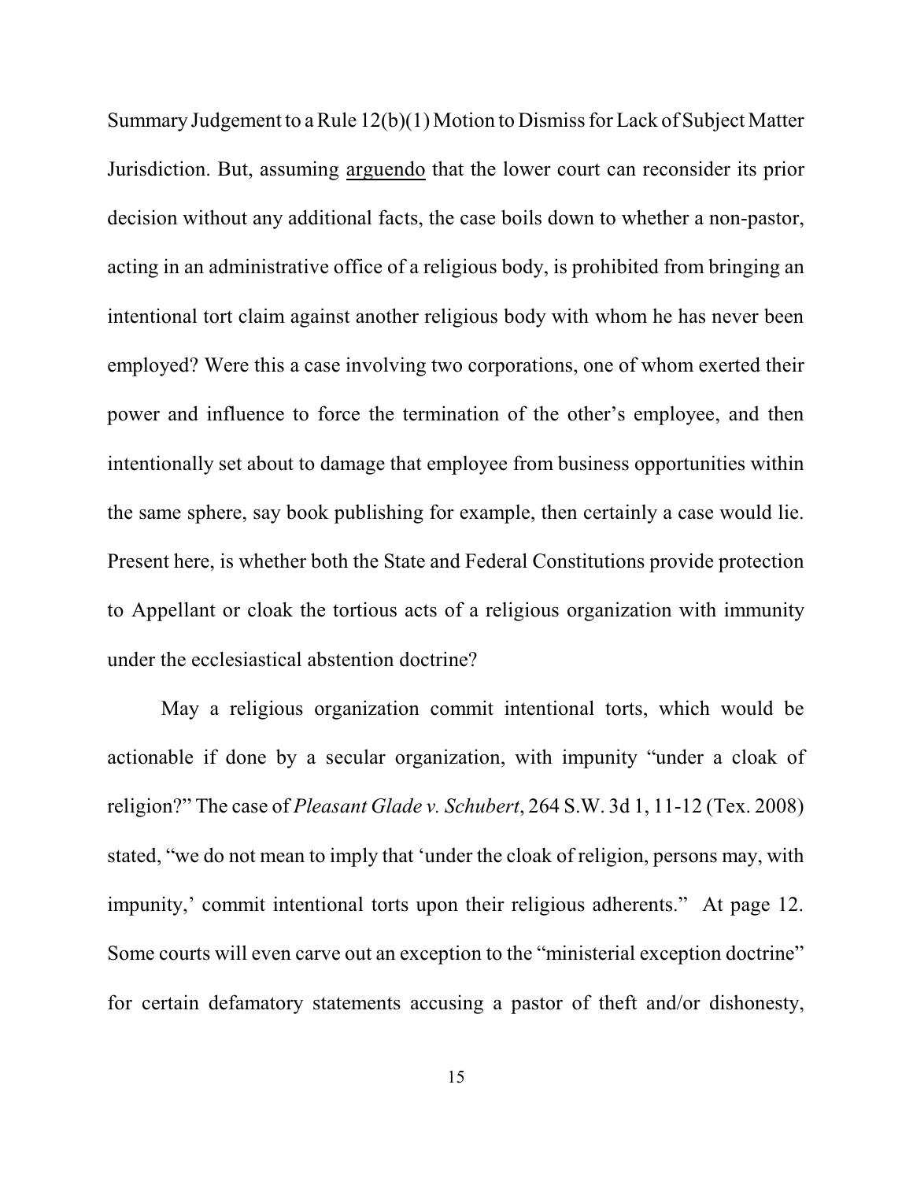Summary Judgement to a Rule 12(b)(1) Motion to Dismiss for Lack of Subject Matter Jurisdiction. But, assuming <u>arguendo</u> that the lower court can reconsider its prior decision without any additional facts, the case boils down to whether a non-pastor, acting in an administrative office of a religious body, is prohibited from bringing an intentional tort claim against another religious body with whom he has never been employed? Were this a case involving two corporations, one of whom exerted their power and influence to force the termination of the other's employee, and then intentionally set about to damage that employee from business opportunities within the same sphere, say book publishing for example, then certainly a case would lie. Present here, is whether both the State and Federal Constitutions provide protection to Appellant or cloak the tortious acts of a religious organization with immunity under the ecclesiastical abstention doctrine?

May a religious organization commit intentional torts, which would be actionable if done by a secular organization, with impunity "under a cloak of religion?" The case of *Pleasant Glade v. Schubert*, 264 S.W. 3d 1, 11-12 (Tex. 2008) stated, "we do not mean to imply that 'under the cloak of religion, persons may, with impunity,' commit intentional torts upon their religious adherents." At page 12. Some courts will even carve out an exception to the "ministerial exception doctrine" for certain defamatory statements accusing a pastor of theft and/or dishonesty,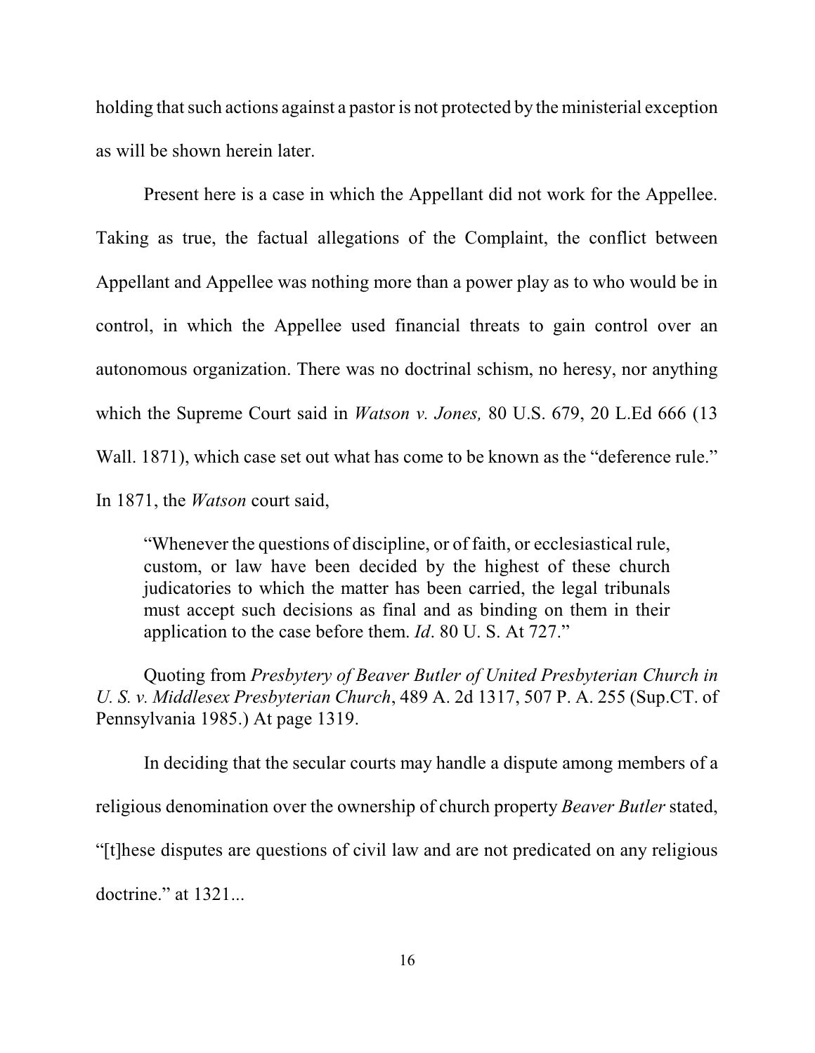holding that such actions against a pastor is not protected by the ministerial exception as will be shown herein later.

Present here is a case in which the Appellant did not work for the Appellee. Taking as true, the factual allegations of the Complaint, the conflict between Appellant and Appellee was nothing more than a power play as to who would be in control, in which the Appellee used financial threats to gain control over an autonomous organization. There was no doctrinal schism, no heresy, nor anything which the Supreme Court said in *Watson v. Jones,* 80 U.S. 679, 20 L.Ed 666 (13 Wall. 1871), which case set out what has come to be known as the "deference rule." In 1871, the *Watson* court said,

> "Whenever the questions of discipline, or of faith, or ecclesiastical rule, custom, or law have been decided by the highest of these church judicatories to which the matter has been carried, the legal tribunals must accept such decisions as final and as binding on them in their application to the case before them. *Id*. 80 U. S. At 727."

Quoting from *Presbytery of Beaver Butler of United Presbyterian Church in U. S. v. Middlesex Presbyterian Church*, 489 A. 2d 1317, 507 P. A. 255 (Sup.CT. of Pennsylvania 1985.) At page 1319.

In deciding that the secular courts may handle a dispute among members of a religious denomination over the ownership of church property *Beaver Butler* stated, "[t]hese disputes are questions of civil law and are not predicated on any religious doctrine." at 1321...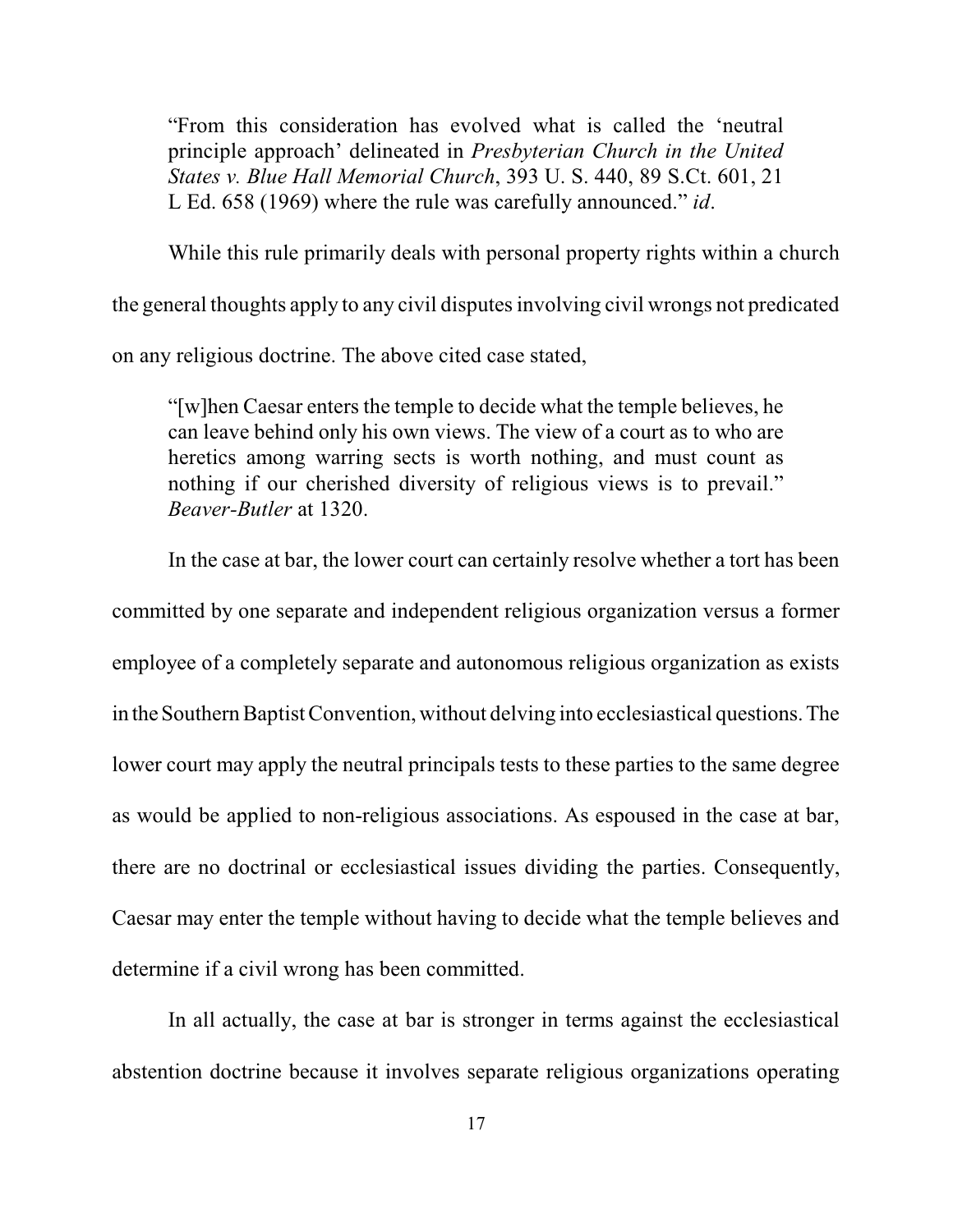> "From this consideration has evolved what is called the 'neutral principle approach' delineated in *Presbyterian Church in the United States v. Blue Hall Memorial Church*, 393 U. S. 440, 89 S.Ct. 601, 21 L Ed. 658 (1969) where the rule was carefully announced." *id*.

While this rule primarily deals with personal property rights within a church the general thoughts apply to any civil disputes involving civil wrongs not predicated on any religious doctrine. The above cited case stated,

> "[w]hen Caesar enters the temple to decide what the temple believes, he can leave behind only his own views. The view of a court as to who are heretics among warring sects is worth nothing, and must count as nothing if our cherished diversity of religious views is to prevail." *Beaver-Butler* at 1320.

In the case at bar, the lower court can certainly resolve whether a tort has been committed by one separate and independent religious organization versus a former employee of a completely separate and autonomous religious organization as exists in the Southern Baptist Convention, without delving into ecclesiastical questions. The lower court may apply the neutral principals tests to these parties to the same degree as would be applied to non-religious associations. As espoused in the case at bar, there are no doctrinal or ecclesiastical issues dividing the parties. Consequently, Caesar may enter the temple without having to decide what the temple believes and determine if a civil wrong has been committed.

In all actually, the case at bar is stronger in terms against the ecclesiastical abstention doctrine because it involves separate religious organizations operating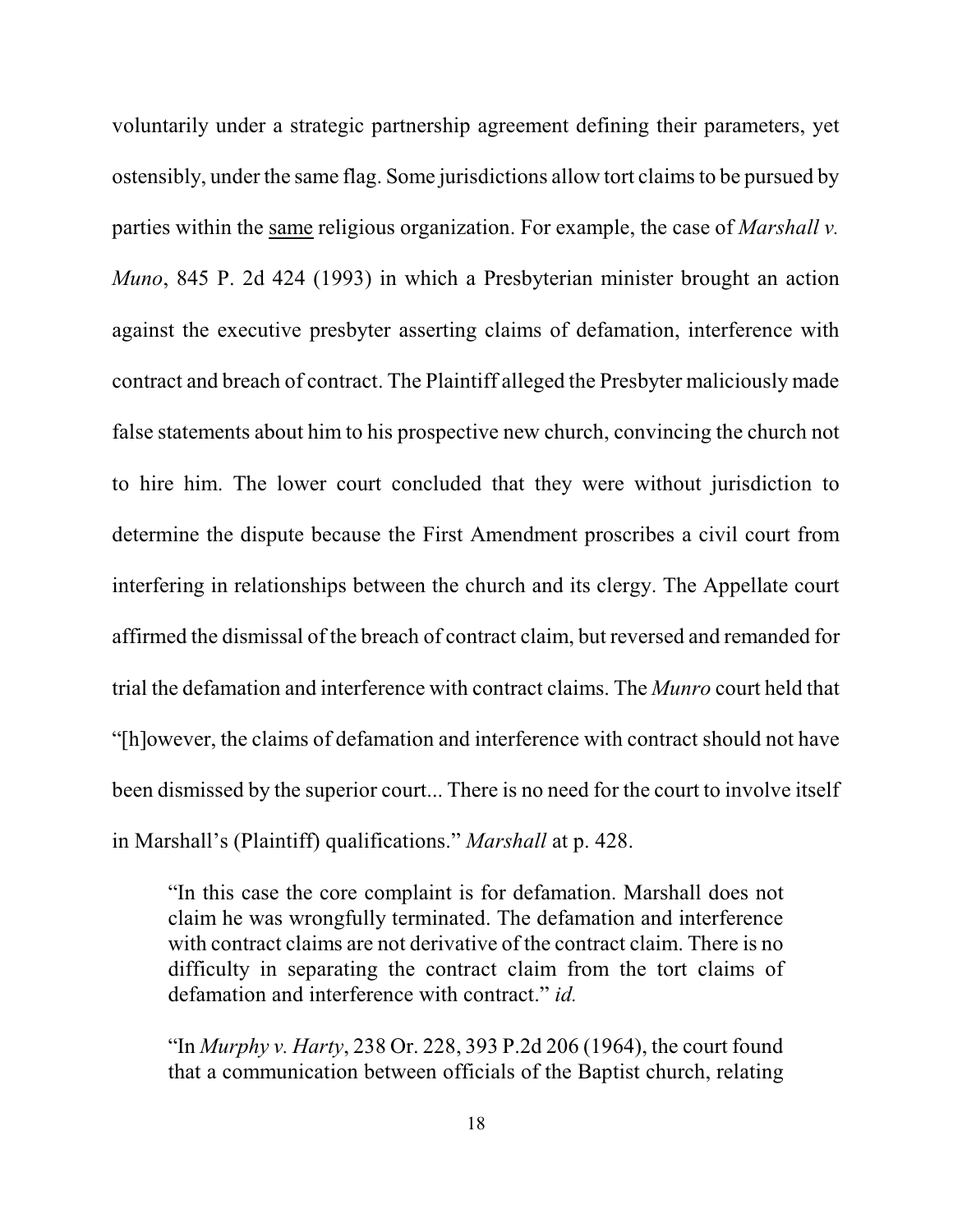voluntarily under a strategic partnership agreement defining their parameters, yet ostensibly, under the same flag. Some jurisdictions allow tort claims to be pursued by parties within the <u>same</u> religious organization. For example, the case of *Marshall v. Muno*, 845 P. 2d 424 (1993) in which a Presbyterian minister brought an action against the executive presbyter asserting claims of defamation, interference with contract and breach of contract. The Plaintiff alleged the Presbyter maliciously made false statements about him to his prospective new church, convincing the church not to hire him. The lower court concluded that they were without jurisdiction to determine the dispute because the First Amendment proscribes a civil court from interfering in relationships between the church and its clergy. The Appellate court affirmed the dismissal of the breach of contract claim, but reversed and remanded for trial the defamation and interference with contract claims. The *Munro* court held that "[h]owever, the claims of defamation and interference with contract should not have been dismissed by the superior court... There is no need for the court to involve itself in Marshall's (Plaintiff) qualifications." *Marshall* at p. 428.

> "In this case the core complaint is for defamation. Marshall does not claim he was wrongfully terminated. The defamation and interference with contract claims are not derivative of the contract claim. There is no difficulty in separating the contract claim from the tort claims of defamation and interference with contract." *id.*

> "In *Murphy v. Harty*, 238 Or. 228, 393 P.2d 206 (1964), the court found that a communication between officials of the Baptist church, relating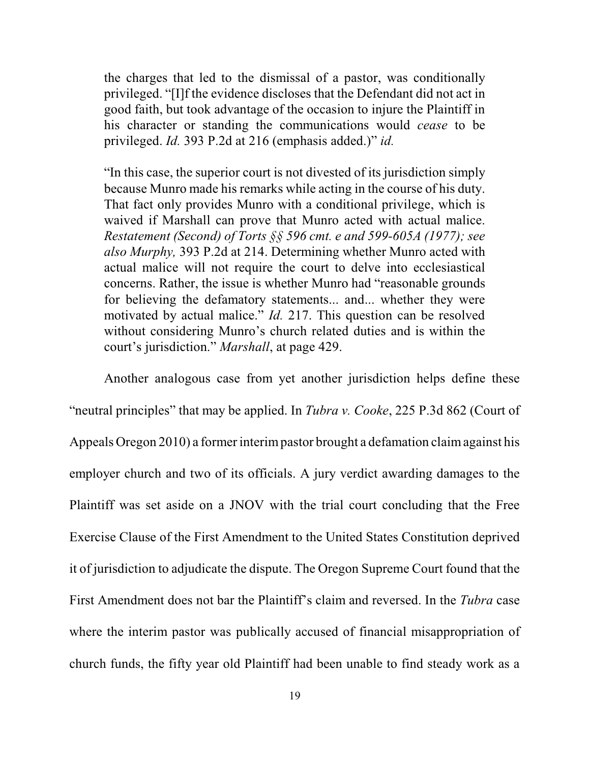> the charges that led to the dismissal of a pastor, was conditionally privileged. "[I]f the evidence discloses that the Defendant did not act in good faith, but took advantage of the occasion to injure the Plaintiff in his character or standing the communications would *cease* to be privileged. *Id.* 393 P.2d at 216 (emphasis added.)" *id.*

> "In this case, the superior court is not divested of its jurisdiction simply because Munro made his remarks while acting in the course of his duty. That fact only provides Munro with a conditional privilege, which is waived if Marshall can prove that Munro acted with actual malice. *Restatement (Second) of Torts §§ 596 cmt. e and 599-605A (1977); see also Murphy,* 393 P.2d at 214. Determining whether Munro acted with actual malice will not require the court to delve into ecclesiastical concerns. Rather, the issue is whether Munro had "reasonable grounds for believing the defamatory statements... and... whether they were motivated by actual malice." *Id.* 217. This question can be resolved without considering Munro's church related duties and is within the court's jurisdiction." *Marshall*, at page 429.

Another analogous case from yet another jurisdiction helps define these "neutral principles" that may be applied. In *Tubra v. Cooke*, 225 P.3d 862 (Court of Appeals Oregon 2010) a former interim pastor brought a defamation claim against his employer church and two of its officials. A jury verdict awarding damages to the Plaintiff was set aside on a JNOV with the trial court concluding that the Free Exercise Clause of the First Amendment to the United States Constitution deprived it of jurisdiction to adjudicate the dispute. The Oregon Supreme Court found that the First Amendment does not bar the Plaintiff's claim and reversed. In the *Tubra* case where the interim pastor was publically accused of financial misappropriation of church funds, the fifty year old Plaintiff had been unable to find steady work as a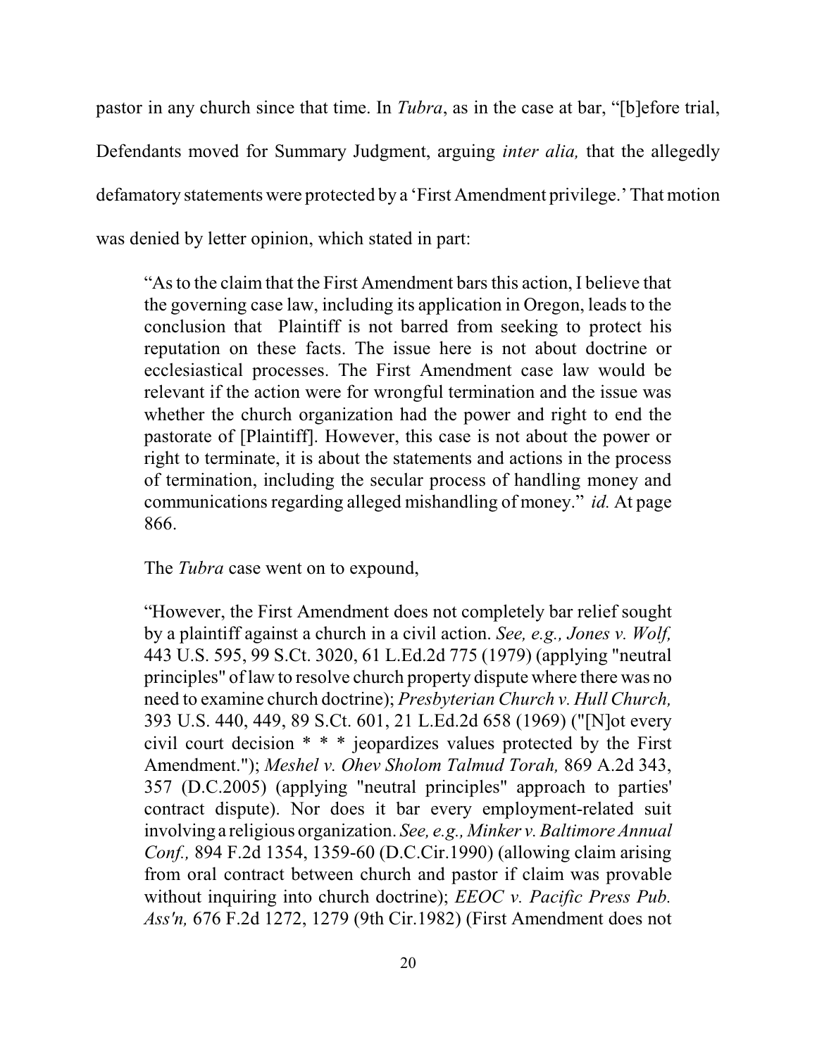pastor in any church since that time. In *Tubra*, as in the case at bar, "[b]efore trial, Defendants moved for Summary Judgment, arguing *inter alia,* that the allegedly defamatory statements were protected by a 'First Amendment privilege.' That motion was denied by letter opinion, which stated in part:

> "As to the claim that the First Amendment bars this action, I believe that the governing case law, including its application in Oregon, leads to the conclusion that Plaintiff is not barred from seeking to protect his reputation on these facts. The issue here is not about doctrine or ecclesiastical processes. The First Amendment case law would be relevant if the action were for wrongful termination and the issue was whether the church organization had the power and right to end the pastorate of [Plaintiff]. However, this case is not about the power or right to terminate, it is about the statements and actions in the process of termination, including the secular process of handling money and communications regarding alleged mishandling of money." *id.* At page 866.

The *Tubra* case went on to expound,

> "However, the First Amendment does not completely bar relief sought by a plaintiff against a church in a civil action. *See, e.g., Jones v. Wolf,* 443 U.S. 595, 99 S.Ct. 3020, 61 L.Ed.2d 775 (1979) (applying "neutral principles" of law to resolve church property dispute where there was no need to examine church doctrine); *Presbyterian Church v. Hull Church,* 393 U.S. 440, 449, 89 S.Ct. 601, 21 L.Ed.2d 658 (1969) ("[N]ot every civil court decision * * * jeopardizes values protected by the First Amendment."); *Meshel v. Ohev Sholom Talmud Torah,* 869 A.2d 343, 357 (D.C.2005) (applying "neutral principles" approach to parties' contract dispute). Nor does it bar every employment-related suit involving a religious organization. *See, e.g., Minker v. Baltimore Annual Conf.,* 894 F.2d 1354, 1359-60 (D.C.Cir.1990) (allowing claim arising from oral contract between church and pastor if claim was provable without inquiring into church doctrine); *EEOC v. Pacific Press Pub. Ass'n,* 676 F.2d 1272, 1279 (9th Cir.1982) (First Amendment does not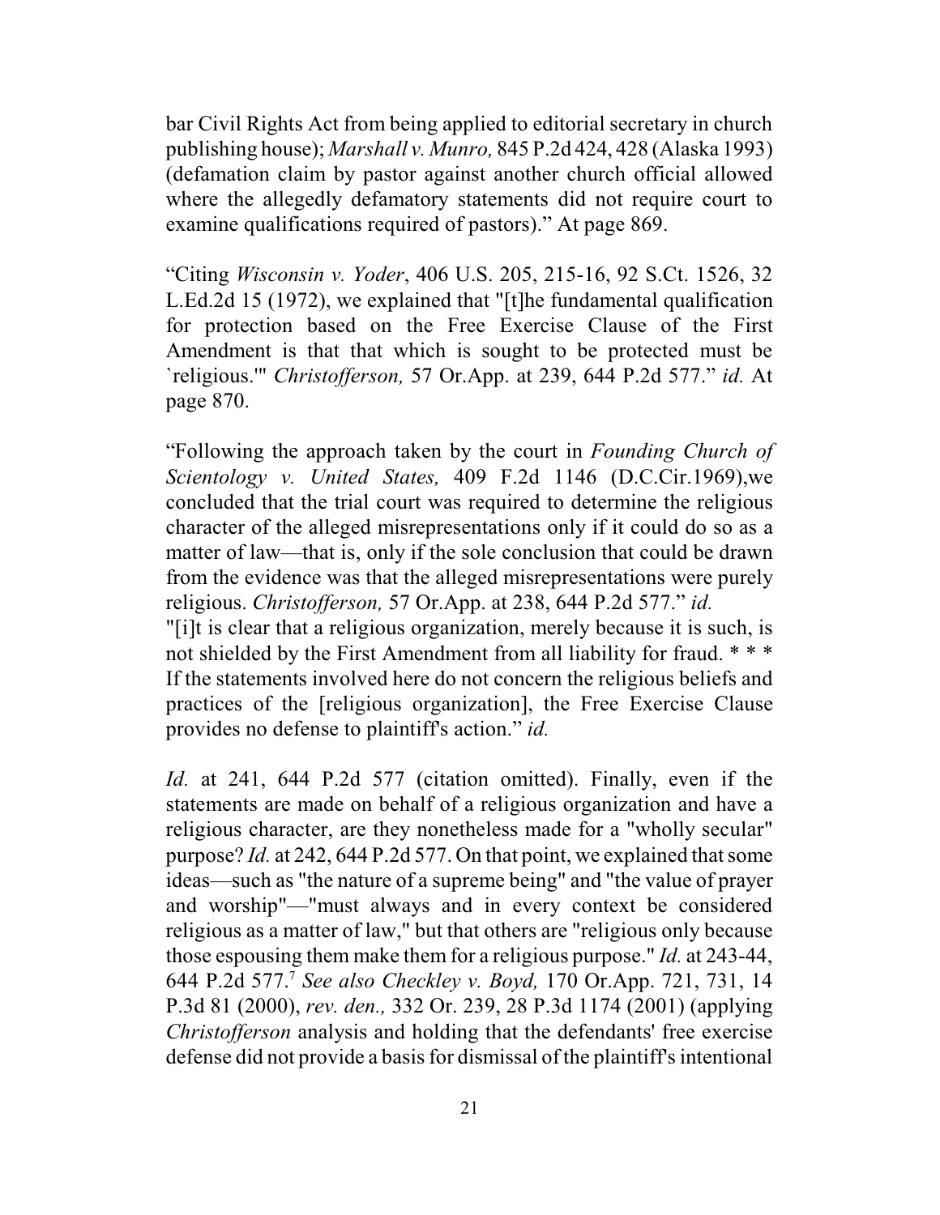bar Civil Rights Act from being applied to editorial secretary in church publishing house); *Marshall v. Munro,* 845 P.2d 424, 428 (Alaska 1993) (defamation claim by pastor against another church official allowed where the allegedly defamatory statements did not require court to examine qualifications required of pastors)." At page 869.

"Citing *Wisconsin v. Yoder*, 406 U.S. 205, 215-16, 92 S.Ct. 1526, 32 L.Ed.2d 15 (1972), we explained that "[t]he fundamental qualification for protection based on the Free Exercise Clause of the First Amendment is that that which is sought to be protected must be `religious.'" *Christofferson,* 57 Or.App. at 239, 644 P.2d 577." *id.* At page 870.

"Following the approach taken by the court in *Founding Church of Scientology v. United States,* 409 F.2d 1146 (D.C.Cir.1969),we concluded that the trial court was required to determine the religious character of the alleged misrepresentations only if it could do so as a matter of law—that is, only if the sole conclusion that could be drawn from the evidence was that the alleged misrepresentations were purely religious. *Christofferson,* 57 Or.App. at 238, 644 P.2d 577." *id.*
"[i]t is clear that a religious organization, merely because it is such, is not shielded by the First Amendment from all liability for fraud. * * * If the statements involved here do not concern the religious beliefs and practices of the [religious organization], the Free Exercise Clause provides no defense to plaintiff's action." *id.*

*Id.* at 241, 644 P.2d 577 (citation omitted). Finally, even if the statements are made on behalf of a religious organization and have a religious character, are they nonetheless made for a "wholly secular" purpose? *Id.* at 242, 644 P.2d 577. On that point, we explained that some ideas—such as "the nature of a supreme being" and "the value of prayer and worship"—"must always and in every context be considered religious as a matter of law," but that others are "religious only because those espousing them make them for a religious purpose." *Id.* at 243-44, 644 P.2d 577.[7] *See also Checkley v. Boyd,* 170 Or.App. 721, 731, 14 P.3d 81 (2000), *rev. den.,* 332 Or. 239, 28 P.3d 1174 (2001) (applying *Christofferson* analysis and holding that the defendants' free exercise defense did not provide a basis for dismissal of the plaintiff's intentional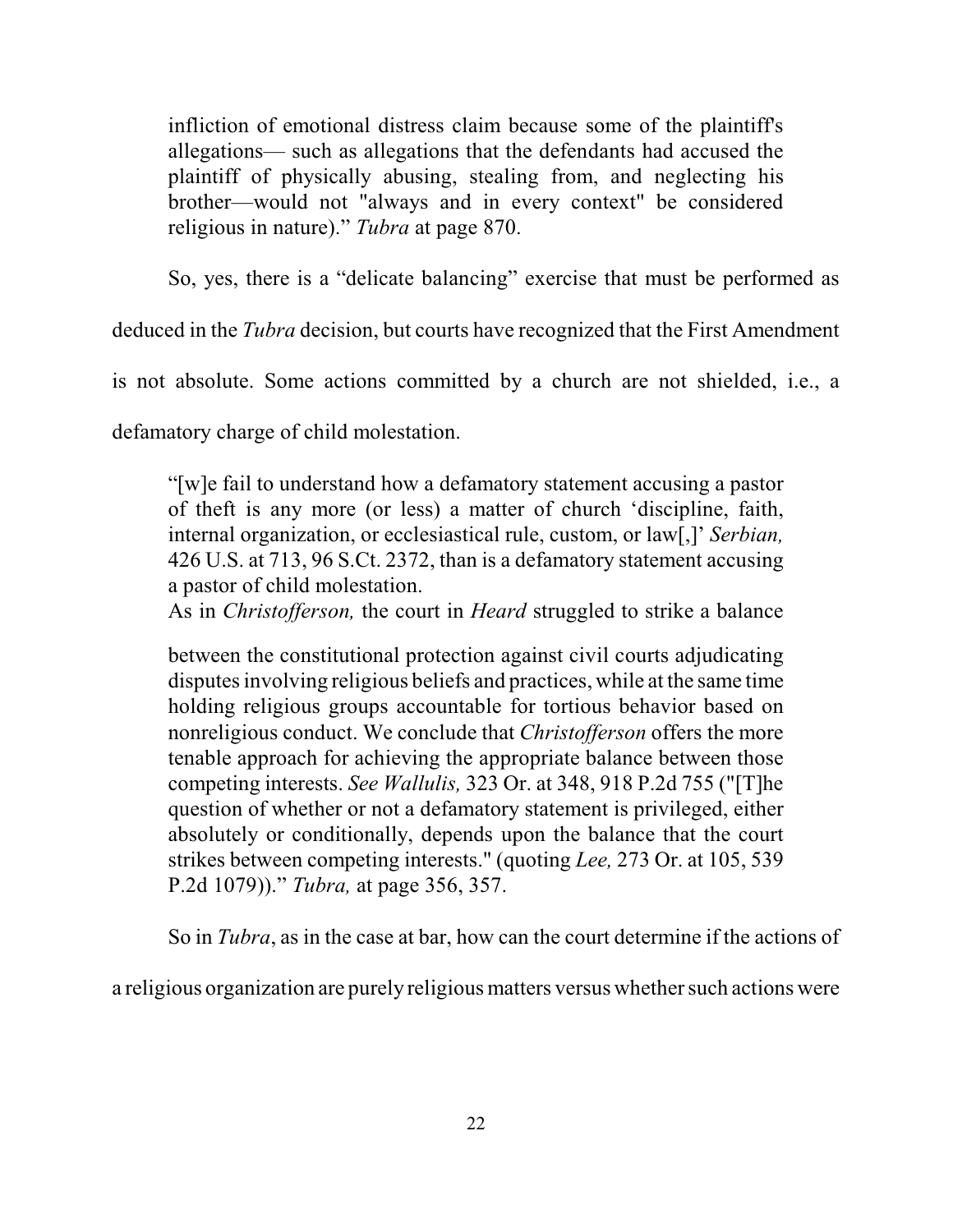> infliction of emotional distress claim because some of the plaintiff's allegations— such as allegations that the defendants had accused the plaintiff of physically abusing, stealing from, and neglecting his brother—would not "always and in every context" be considered religious in nature)." *Tubra* at page 870.

So, yes, there is a "delicate balancing" exercise that must be performed as deduced in the *Tubra* decision, but courts have recognized that the First Amendment is not absolute. Some actions committed by a church are not shielded, i.e., a defamatory charge of child molestation.

> "[w]e fail to understand how a defamatory statement accusing a pastor of theft is any more (or less) a matter of church 'discipline, faith, internal organization, or ecclesiastical rule, custom, or law[,]' *Serbian,* 426 U.S. at 713, 96 S.Ct. 2372, than is a defamatory statement accusing a pastor of child molestation.
>
> As in *Christofferson,* the court in *Heard* struggled to strike a balance between the constitutional protection against civil courts adjudicating disputes involving religious beliefs and practices, while at the same time holding religious groups accountable for tortious behavior based on nonreligious conduct. We conclude that *Christofferson* offers the more tenable approach for achieving the appropriate balance between those competing interests. *See Wallulis,* 323 Or. at 348, 918 P.2d 755 ("[T]he question of whether or not a defamatory statement is privileged, either absolutely or conditionally, depends upon the balance that the court strikes between competing interests." (quoting *Lee,* 273 Or. at 105, 539 P.2d 1079))." *Tubra,* at page 356, 357.

So in *Tubra*, as in the case at bar, how can the court determine if the actions of a religious organization are purely religious matters versus whether such actions were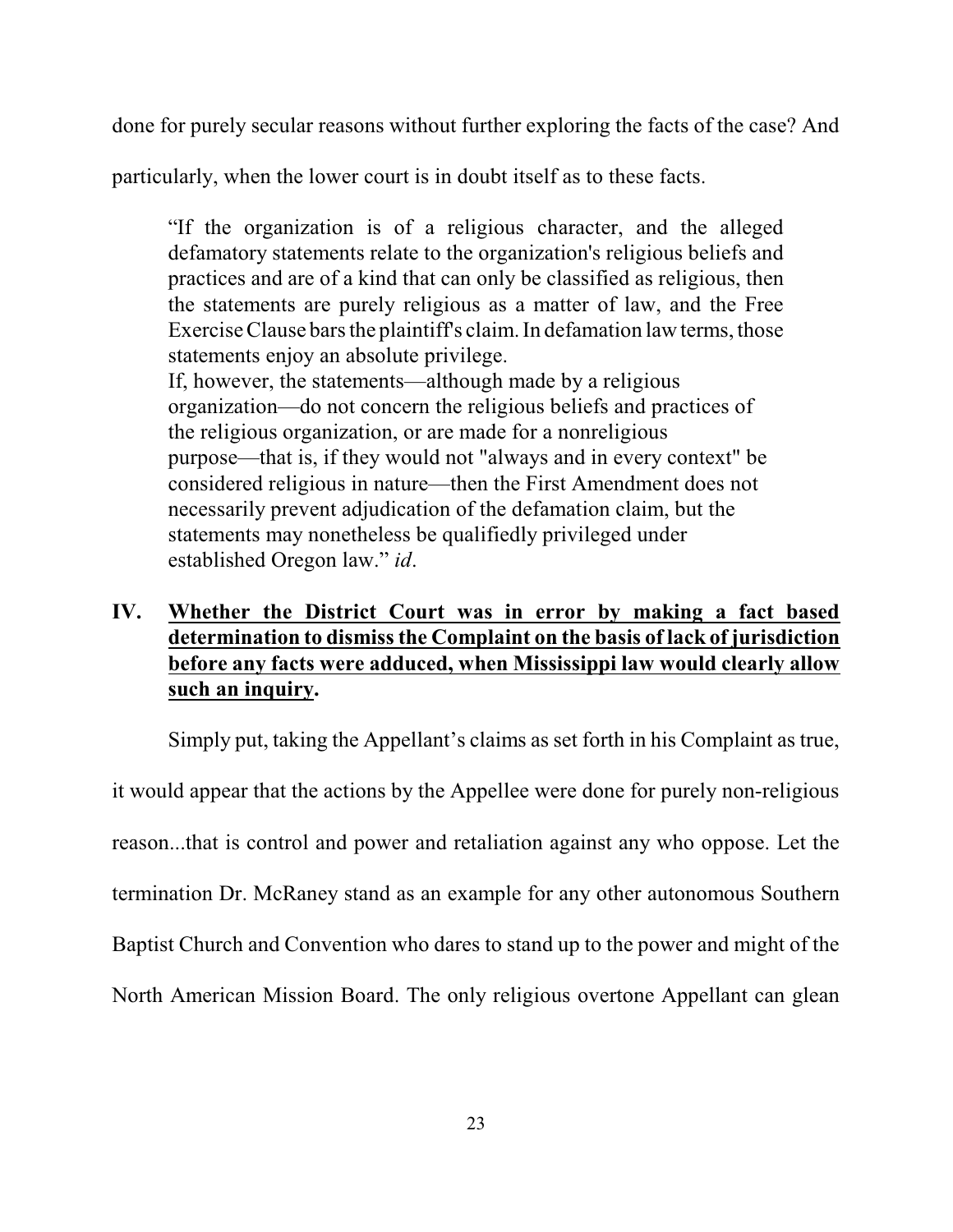done for purely secular reasons without further exploring the facts of the case? And particularly, when the lower court is in doubt itself as to these facts.

> "If the organization is of a religious character, and the alleged defamatory statements relate to the organization's religious beliefs and practices and are of a kind that can only be classified as religious, then the statements are purely religious as a matter of law, and the Free Exercise Clause bars the plaintiff's claim. In defamation law terms, those statements enjoy an absolute privilege.
> If, however, the statements—although made by a religious organization—do not concern the religious beliefs and practices of the religious organization, or are made for a nonreligious purpose—that is, if they would not "always and in every context" be considered religious in nature—then the First Amendment does not necessarily prevent adjudication of the defamation claim, but the statements may nonetheless be qualifiedly privileged under established Oregon law." *id*.

## IV. <u>Whether the District Court was in error by making a fact based determination to dismiss the Complaint on the basis of lack of jurisdiction before any facts were adduced, when Mississippi law would clearly allow such an inquiry</u>.

Simply put, taking the Appellant's claims as set forth in his Complaint as true, it would appear that the actions by the Appellee were done for purely non-religious reason...that is control and power and retaliation against any who oppose. Let the termination Dr. McRaney stand as an example for any other autonomous Southern Baptist Church and Convention who dares to stand up to the power and might of the North American Mission Board. The only religious overtone Appellant can glean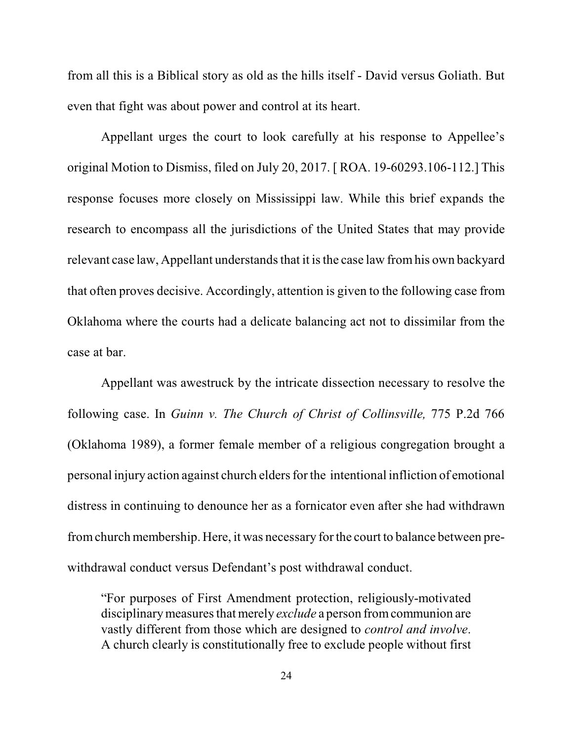from all this is a Biblical story as old as the hills itself - David versus Goliath. But even that fight was about power and control at its heart.

Appellant urges the court to look carefully at his response to Appellee's original Motion to Dismiss, filed on July 20, 2017. [ ROA. 19-60293.106-112.] This response focuses more closely on Mississippi law. While this brief expands the research to encompass all the jurisdictions of the United States that may provide relevant case law, Appellant understands that it is the case law from his own backyard that often proves decisive. Accordingly, attention is given to the following case from Oklahoma where the courts had a delicate balancing act not to dissimilar from the case at bar.

Appellant was awestruck by the intricate dissection necessary to resolve the following case. In *Guinn v. The Church of Christ of Collinsville,* 775 P.2d 766 (Oklahoma 1989), a former female member of a religious congregation brought a personal injury action against church elders for the intentional infliction of emotional distress in continuing to denounce her as a fornicator even after she had withdrawn from church membership. Here, it was necessary for the court to balance between pre-withdrawal conduct versus Defendant's post withdrawal conduct.

> "For purposes of First Amendment protection, religiously-motivated disciplinary measures that merely *exclude* a person from communion are vastly different from those which are designed to *control and involve*. A church clearly is constitutionally free to exclude people without first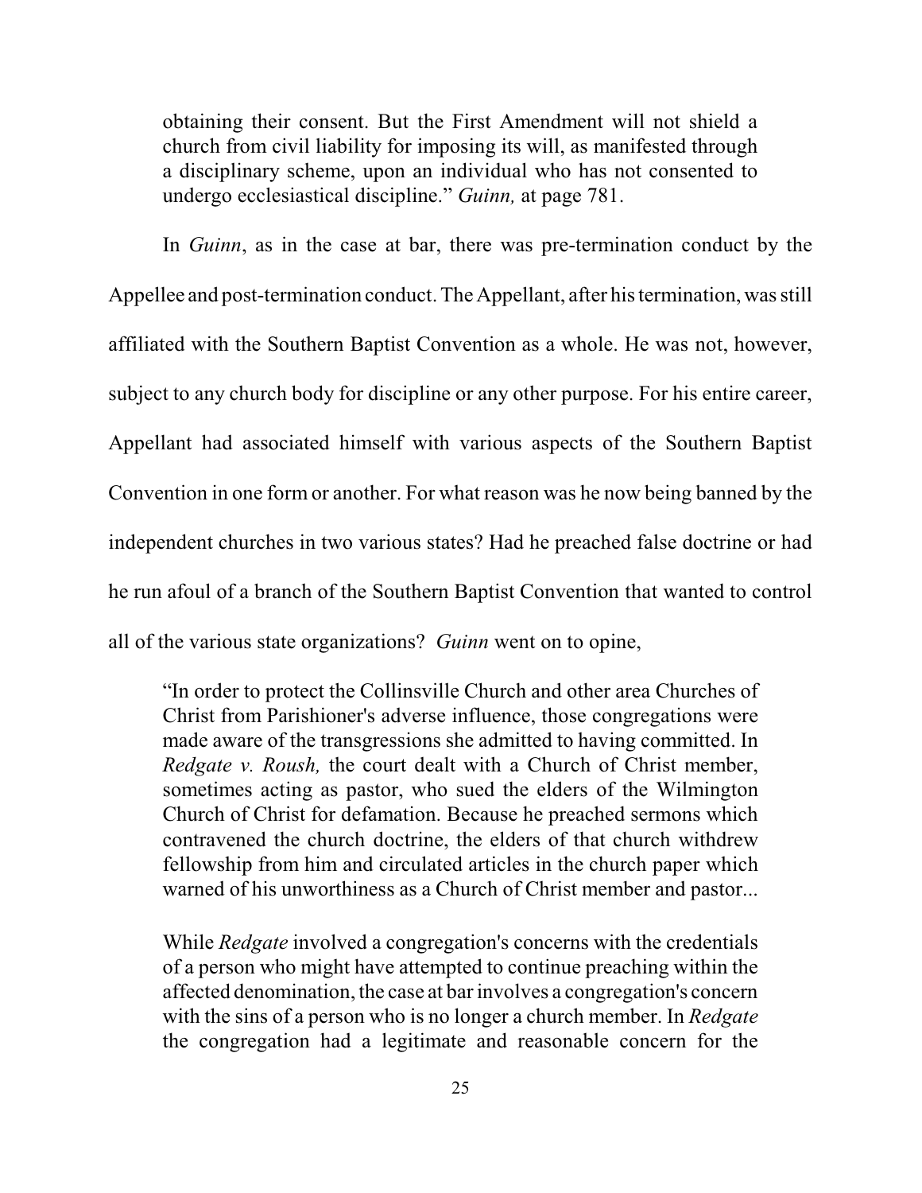> obtaining their consent. But the First Amendment will not shield a church from civil liability for imposing its will, as manifested through a disciplinary scheme, upon an individual who has not consented to undergo ecclesiastical discipline." *Guinn,* at page 781.

In *Guinn*, as in the case at bar, there was pre-termination conduct by the Appellee and post-termination conduct. The Appellant, after his termination, was still affiliated with the Southern Baptist Convention as a whole. He was not, however, subject to any church body for discipline or any other purpose. For his entire career, Appellant had associated himself with various aspects of the Southern Baptist Convention in one form or another. For what reason was he now being banned by the independent churches in two various states? Had he preached false doctrine or had he run afoul of a branch of the Southern Baptist Convention that wanted to control all of the various state organizations? *Guinn* went on to opine,

> "In order to protect the Collinsville Church and other area Churches of Christ from Parishioner's adverse influence, those congregations were made aware of the transgressions she admitted to having committed. In *Redgate v. Roush,* the court dealt with a Church of Christ member, sometimes acting as pastor, who sued the elders of the Wilmington Church of Christ for defamation. Because he preached sermons which contravened the church doctrine, the elders of that church withdrew fellowship from him and circulated articles in the church paper which warned of his unworthiness as a Church of Christ member and pastor...
>
> While *Redgate* involved a congregation's concerns with the credentials of a person who might have attempted to continue preaching within the affected denomination, the case at bar involves a congregation's concern with the sins of a person who is no longer a church member. In *Redgate* the congregation had a legitimate and reasonable concern for the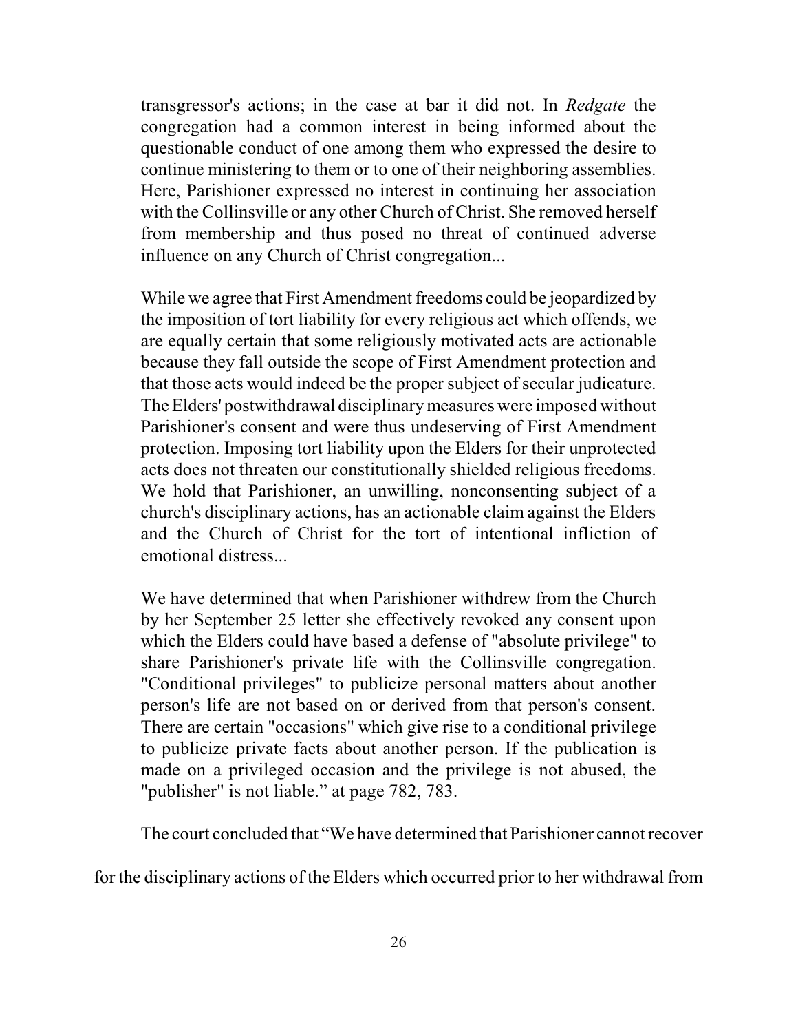transgressor's actions; in the case at bar it did not. In *Redgate* the congregation had a common interest in being informed about the questionable conduct of one among them who expressed the desire to continue ministering to them or to one of their neighboring assemblies. Here, Parishioner expressed no interest in continuing her association with the Collinsville or any other Church of Christ. She removed herself from membership and thus posed no threat of continued adverse influence on any Church of Christ congregation...

While we agree that First Amendment freedoms could be jeopardized by the imposition of tort liability for every religious act which offends, we are equally certain that some religiously motivated acts are actionable because they fall outside the scope of First Amendment protection and that those acts would indeed be the proper subject of secular judicature. The Elders' postwithdrawal disciplinary measures were imposed without Parishioner's consent and were thus undeserving of First Amendment protection. Imposing tort liability upon the Elders for their unprotected acts does not threaten our constitutionally shielded religious freedoms. We hold that Parishioner, an unwilling, nonconsenting subject of a church's disciplinary actions, has an actionable claim against the Elders and the Church of Christ for the tort of intentional infliction of emotional distress...

We have determined that when Parishioner withdrew from the Church by her September 25 letter she effectively revoked any consent upon which the Elders could have based a defense of "absolute privilege" to share Parishioner's private life with the Collinsville congregation. "Conditional privileges" to publicize personal matters about another person's life are not based on or derived from that person's consent. There are certain "occasions" which give rise to a conditional privilege to publicize private facts about another person. If the publication is made on a privileged occasion and the privilege is not abused, the "publisher" is not liable." at page 782, 783.

The court concluded that "We have determined that Parishioner cannot recover for the disciplinary actions of the Elders which occurred prior to her withdrawal from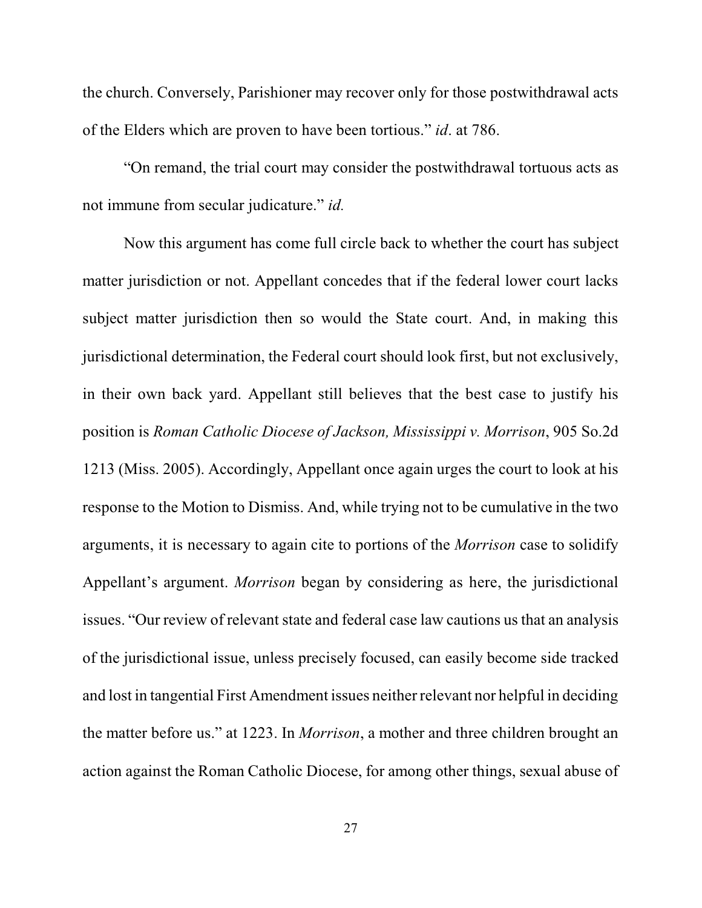the church. Conversely, Parishioner may recover only for those postwithdrawal acts of the Elders which are proven to have been tortious." *id*. at 786.

"On remand, the trial court may consider the postwithdrawal tortuous acts as not immune from secular judicature." *id.*

Now this argument has come full circle back to whether the court has subject matter jurisdiction or not. Appellant concedes that if the federal lower court lacks subject matter jurisdiction then so would the State court. And, in making this jurisdictional determination, the Federal court should look first, but not exclusively, in their own back yard. Appellant still believes that the best case to justify his position is *Roman Catholic Diocese of Jackson, Mississippi v. Morrison*, 905 So.2d 1213 (Miss. 2005). Accordingly, Appellant once again urges the court to look at his response to the Motion to Dismiss. And, while trying not to be cumulative in the two arguments, it is necessary to again cite to portions of the *Morrison* case to solidify Appellant's argument. *Morrison* began by considering as here, the jurisdictional issues. "Our review of relevant state and federal case law cautions us that an analysis of the jurisdictional issue, unless precisely focused, can easily become side tracked and lost in tangential First Amendment issues neither relevant nor helpful in deciding the matter before us." at 1223. In *Morrison*, a mother and three children brought an action against the Roman Catholic Diocese, for among other things, sexual abuse of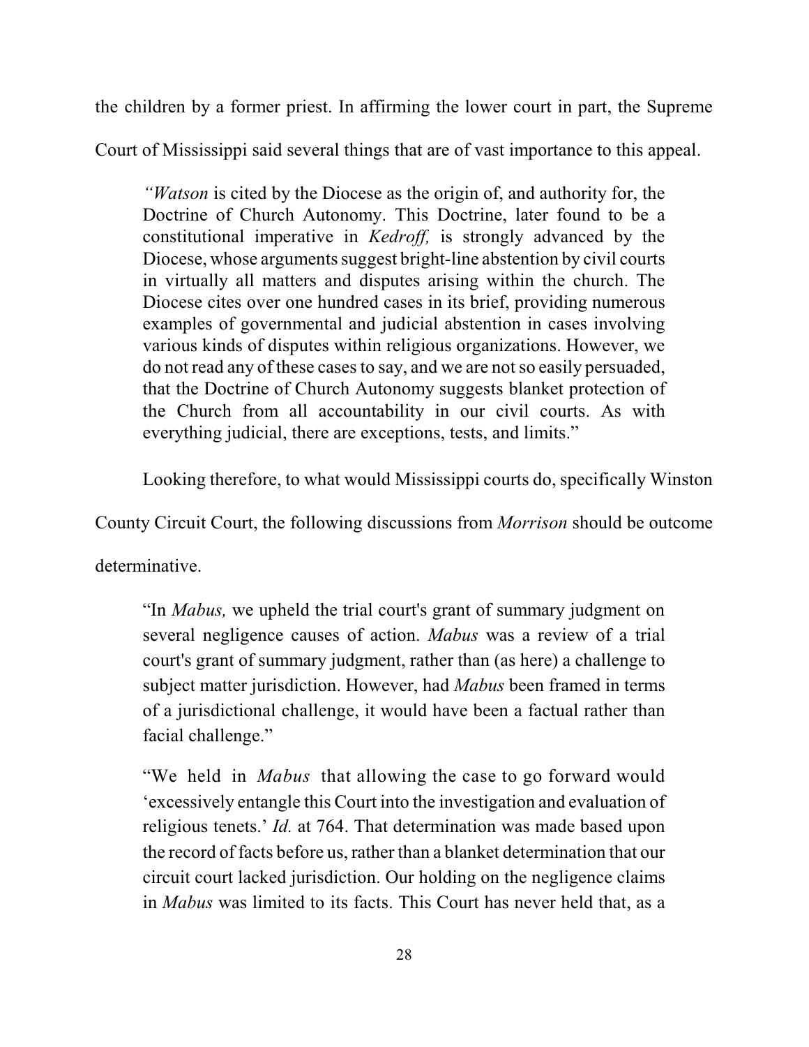the children by a former priest. In affirming the lower court in part, the Supreme Court of Mississippi said several things that are of vast importance to this appeal.

> "*Watson* is cited by the Diocese as the origin of, and authority for, the Doctrine of Church Autonomy. This Doctrine, later found to be a constitutional imperative in *Kedroff,* is strongly advanced by the Diocese, whose arguments suggest bright-line abstention by civil courts in virtually all matters and disputes arising within the church. The Diocese cites over one hundred cases in its brief, providing numerous examples of governmental and judicial abstention in cases involving various kinds of disputes within religious organizations. However, we do not read any of these cases to say, and we are not so easily persuaded, that the Doctrine of Church Autonomy suggests blanket protection of the Church from all accountability in our civil courts. As with everything judicial, there are exceptions, tests, and limits."

Looking therefore, to what would Mississippi courts do, specifically Winston County Circuit Court, the following discussions from *Morrison* should be outcome determinative.

> "In *Mabus,* we upheld the trial court's grant of summary judgment on several negligence causes of action. *Mabus* was a review of a trial court's grant of summary judgment, rather than (as here) a challenge to subject matter jurisdiction. However, had *Mabus* been framed in terms of a jurisdictional challenge, it would have been a factual rather than facial challenge."
>
> "We held in *Mabus* that allowing the case to go forward would 'excessively entangle this Court into the investigation and evaluation of religious tenets.' *Id.* at 764. That determination was made based upon the record of facts before us, rather than a blanket determination that our circuit court lacked jurisdiction. Our holding on the negligence claims in *Mabus* was limited to its facts. This Court has never held that, as a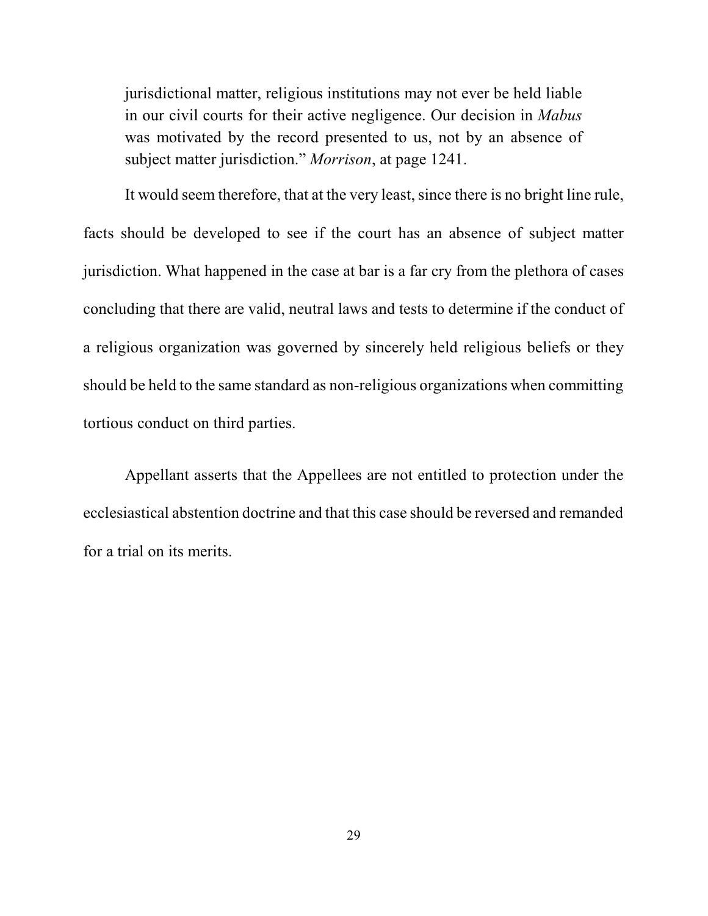> jurisdictional matter, religious institutions may not ever be held liable in our civil courts for their active negligence. Our decision in *Mabus* was motivated by the record presented to us, not by an absence of subject matter jurisdiction." *Morrison*, at page 1241.

It would seem therefore, that at the very least, since there is no bright line rule, facts should be developed to see if the court has an absence of subject matter jurisdiction. What happened in the case at bar is a far cry from the plethora of cases concluding that there are valid, neutral laws and tests to determine if the conduct of a religious organization was governed by sincerely held religious beliefs or they should be held to the same standard as non-religious organizations when committing tortious conduct on third parties.

Appellant asserts that the Appellees are not entitled to protection under the ecclesiastical abstention doctrine and that this case should be reversed and remanded for a trial on its merits.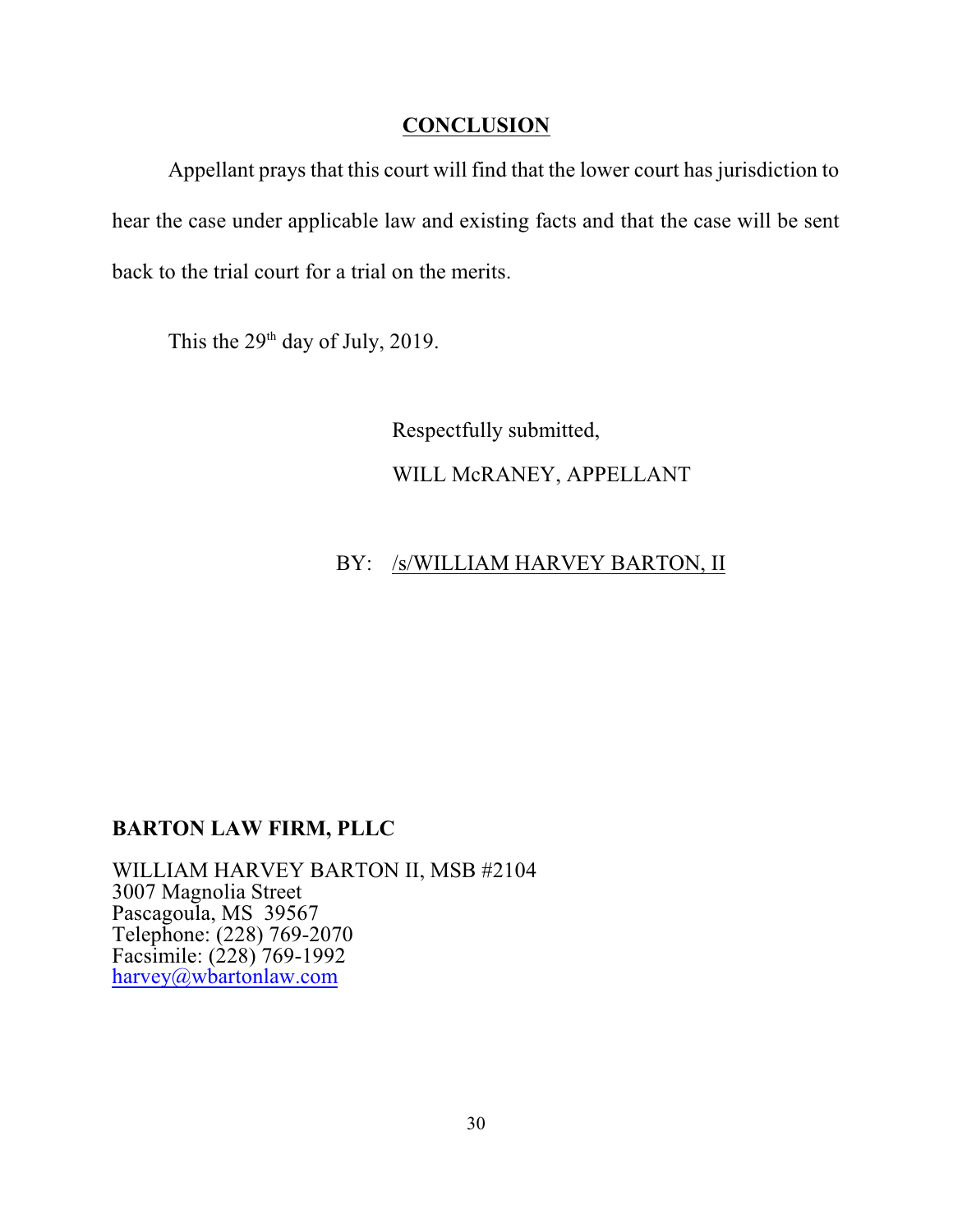## CONCLUSION

Appellant prays that this court will find that the lower court has jurisdiction to hear the case under applicable law and existing facts and that the case will be sent back to the trial court for a trial on the merits.

This the 29th day of July, 2019.

Respectfully submitted,

WILL McRANEY, APPELLANT

BY: /s/WILLIAM HARVEY BARTON, II

**BARTON LAW FIRM, PLLC**

WILLIAM HARVEY BARTON II, MSB #2104
3007 Magnolia Street
Pascagoula, MS 39567
Telephone: (228) 769-2070
Facsimile: (228) 769-1992
harvey@wbartonlaw.com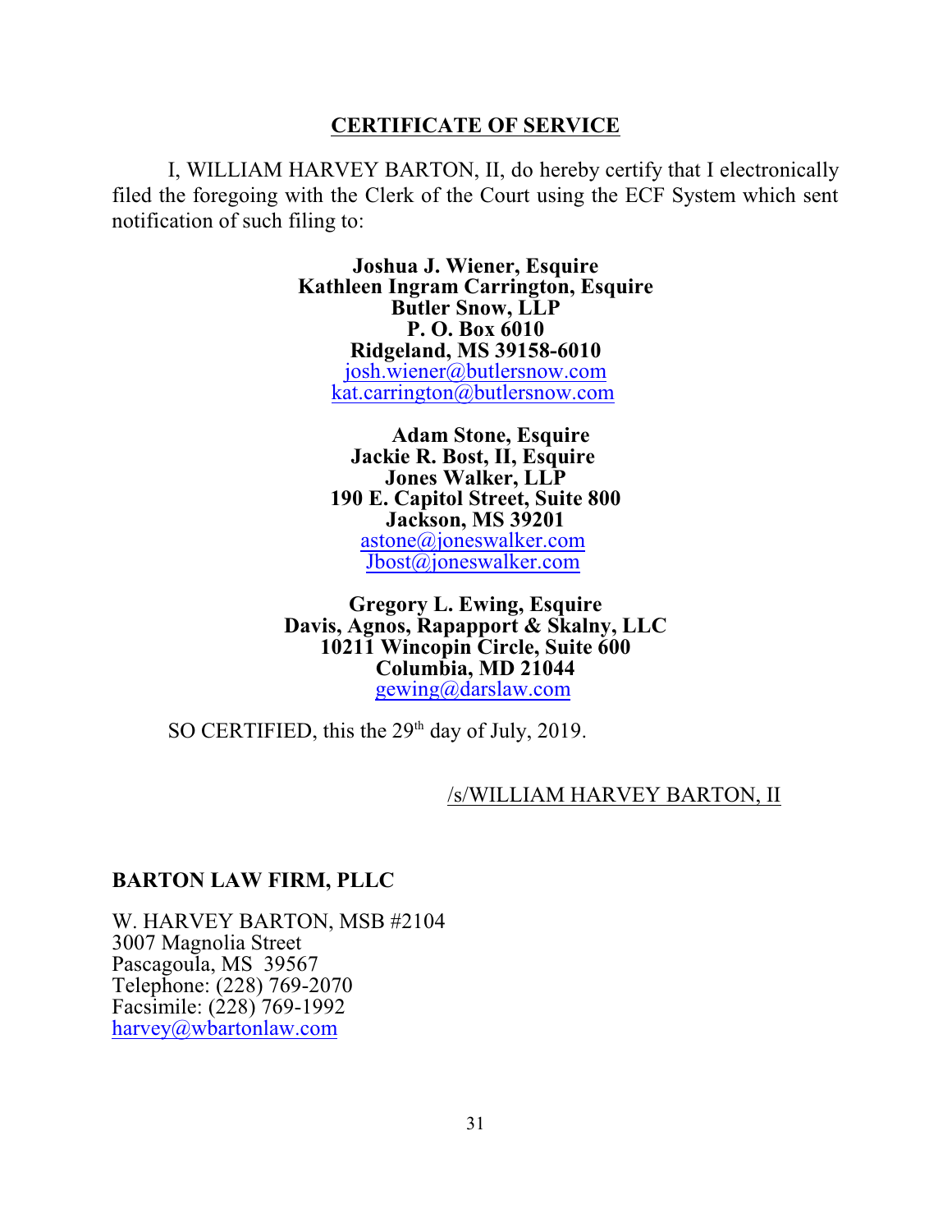## CERTIFICATE OF SERVICE

I, WILLIAM HARVEY BARTON, II, do hereby certify that I electronically filed the foregoing with the Clerk of the Court using the ECF System which sent notification of such filing to:

**Joshua J. Wiener, Esquire**
**Kathleen Ingram Carrington, Esquire**
**Butler Snow, LLP**
**P. O. Box 6010**
**Ridgeland, MS 39158-6010**
josh.wiener@butlersnow.com
kat.carrington@butlersnow.com

**Adam Stone, Esquire**
**Jackie R. Bost, II, Esquire**
**Jones Walker, LLP**
**190 E. Capitol Street, Suite 800**
**Jackson, MS 39201**
astone@joneswalker.com
Jbost@joneswalker.com

**Gregory L. Ewing, Esquire**
**Davis, Agnos, Rapappport & Skalny, LLC**
**10211 Wincopin Circle, Suite 600**
**Columbia, MD 21044**
gewing@darslaw.com

SO CERTIFIED, this the 29th day of July, 2019.

/s/WILLIAM HARVEY BARTON, II

**BARTON LAW FIRM, PLLC**

W. HARVEY BARTON, MSB #2104
3007 Magnolia Street
Pascagoula, MS 39567
Telephone: (228) 769-2070
Facsimile: (228) 769-1992
harvey@wbartonlaw.com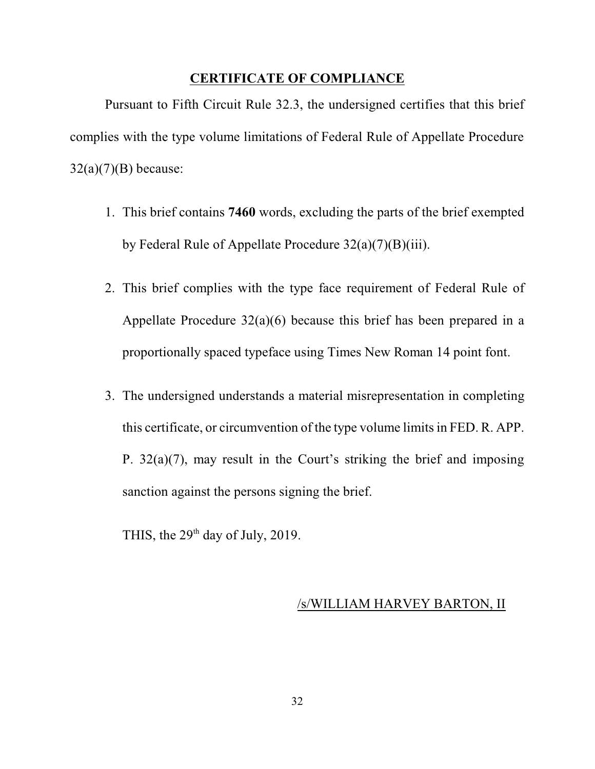## CERTIFICATE OF COMPLIANCE

Pursuant to Fifth Circuit Rule 32.3, the undersigned certifies that this brief complies with the type volume limitations of Federal Rule of Appellate Procedure 32(a)(7)(B) because:

1. This brief contains **7460** words, excluding the parts of the brief exempted by Federal Rule of Appellate Procedure 32(a)(7)(B)(iii).

2. This brief complies with the type face requirement of Federal Rule of Appellate Procedure 32(a)(6) because this brief has been prepared in a proportionally spaced typeface using Times New Roman 14 point font.

3. The undersigned understands a material misrepresentation in completing this certificate, or circumvention of the type volume limits in FED. R. APP. P. 32(a)(7), may result in the Court's striking the brief and imposing sanction against the persons signing the brief.

THIS, the 29th day of July, 2019.

/s/WILLIAM HARVEY BARTON, II